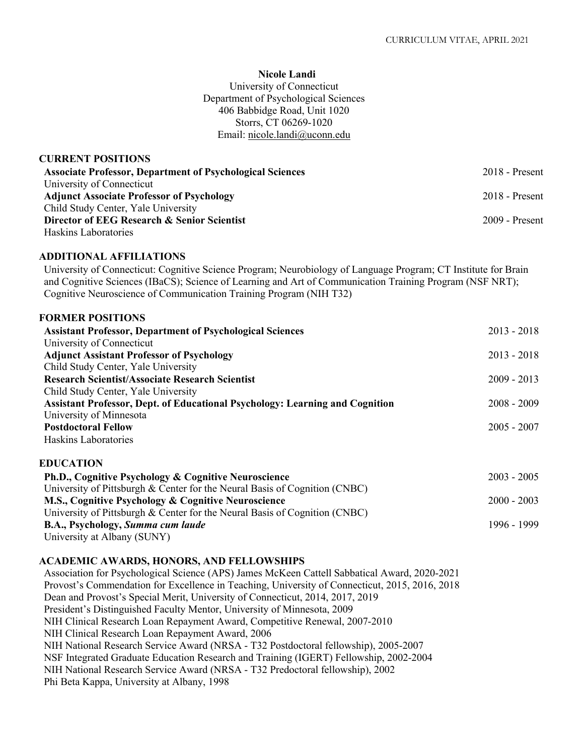**Nicole Landi**
University of Connecticut
Department of Psychological Sciences
406 Babbidge Road, Unit 1020
Storrs, CT 06269-1020
Email: nicole.landi@uconn.edu

## CURRENT POSITIONS

**Associate Professor, Department of Psychological Sciences** — 2018 - Present
University of Connecticut

**Adjunct Associate Professor of Psychology** — 2018 - Present
Child Study Center, Yale University

**Director of EEG Research & Senior Scientist** — 2009 - Present
Haskins Laboratories

## ADDITIONAL AFFILIATIONS

University of Connecticut: Cognitive Science Program; Neurobiology of Language Program; CT Institute for Brain and Cognitive Sciences (IBaCS); Science of Learning and Art of Communication Training Program (NSF NRT); Cognitive Neuroscience of Communication Training Program (NIH T32)

## FORMER POSITIONS

**Assistant Professor, Department of Psychological Sciences** — 2013 - 2018
University of Connecticut

**Adjunct Assistant Professor of Psychology** — 2013 - 2018
Child Study Center, Yale University

**Research Scientist/Associate Research Scientist** — 2009 - 2013
Child Study Center, Yale University

**Assistant Professor, Dept. of Educational Psychology: Learning and Cognition** — 2008 - 2009
University of Minnesota

**Postdoctoral Fellow** — 2005 - 2007
Haskins Laboratories

## EDUCATION

**Ph.D., Cognitive Psychology & Cognitive Neuroscience** — 2003 - 2005
University of Pittsburgh & Center for the Neural Basis of Cognition (CNBC)

**M.S., Cognitive Psychology & Cognitive Neuroscience** — 2000 - 2003
University of Pittsburgh & Center for the Neural Basis of Cognition (CNBC)

**B.A., Psychology, *Summa cum laude*** — 1996 - 1999
University at Albany (SUNY)

## ACADEMIC AWARDS, HONORS, AND FELLOWSHIPS

Association for Psychological Science (APS) James McKeen Cattell Sabbatical Award, 2020-2021
Provost's Commendation for Excellence in Teaching, University of Connecticut, 2015, 2016, 2018
Dean and Provost's Special Merit, University of Connecticut, 2014, 2017, 2019
President's Distinguished Faculty Mentor, University of Minnesota, 2009
NIH Clinical Research Loan Repayment Award, Competitive Renewal, 2007-2010
NIH Clinical Research Loan Repayment Award, 2006
NIH National Research Service Award (NRSA - T32 Postdoctoral fellowship), 2005-2007
NSF Integrated Graduate Education Research and Training (IGERT) Fellowship, 2002-2004
NIH National Research Service Award (NRSA - T32 Predoctoral fellowship), 2002
Phi Beta Kappa, University at Albany, 1998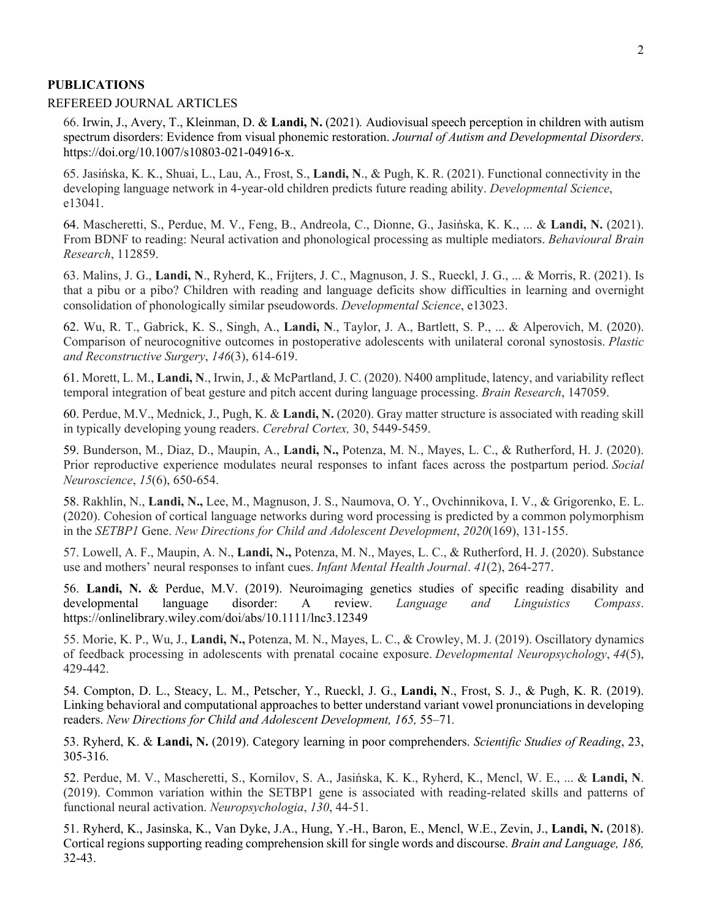**PUBLICATIONS**

REFEREED JOURNAL ARTICLES

66. Irwin, J., Avery, T., Kleinman, D. & **Landi, N.** (2021)*.* Audiovisual speech perception in children with autism spectrum disorders: Evidence from visual phonemic restoration. *Journal of Autism and Developmental Disorders*. https://doi.org/10.1007/s10803-021-04916-x.

65. Jasińska, K. K., Shuai, L., Lau, A., Frost, S., **Landi, N**., & Pugh, K. R. (2021). Functional connectivity in the developing language network in 4-year-old children predicts future reading ability. *Developmental Science*, e13041.

64. Mascheretti, S., Perdue, M. V., Feng, B., Andreola, C., Dionne, G., Jasińska, K. K., ... & **Landi, N.** (2021). From BDNF to reading: Neural activation and phonological processing as multiple mediators. *Behavioural Brain Research*, 112859.

63. Malins, J. G., **Landi, N**., Ryherd, K., Frijters, J. C., Magnuson, J. S., Rueckl, J. G., ... & Morris, R. (2021). Is that a pibu or a pibo? Children with reading and language deficits show difficulties in learning and overnight consolidation of phonologically similar pseudowords. *Developmental Science*, e13023.

62. Wu, R. T., Gabrick, K. S., Singh, A., **Landi, N**., Taylor, J. A., Bartlett, S. P., ... & Alperovich, M. (2020). Comparison of neurocognitive outcomes in postoperative adolescents with unilateral coronal synostosis. *Plastic and Reconstructive Surgery*, *146*(3), 614-619.

61. Morett, L. M., **Landi, N**., Irwin, J., & McPartland, J. C. (2020). N400 amplitude, latency, and variability reflect temporal integration of beat gesture and pitch accent during language processing. *Brain Research*, 147059.

60. Perdue, M.V., Mednick, J., Pugh, K. & **Landi, N.** (2020). Gray matter structure is associated with reading skill in typically developing young readers. *Cerebral Cortex,* 30, 5449-5459.

59. Bunderson, M., Diaz, D., Maupin, A., **Landi, N.,** Potenza, M. N., Mayes, L. C., & Rutherford, H. J. (2020). Prior reproductive experience modulates neural responses to infant faces across the postpartum period. *Social Neuroscience*, *15*(6), 650-654.

58. Rakhlin, N., **Landi, N.,** Lee, M., Magnuson, J. S., Naumova, O. Y., Ovchinnikova, I. V., & Grigorenko, E. L. (2020). Cohesion of cortical language networks during word processing is predicted by a common polymorphism in the *SETBP1* Gene. *New Directions for Child and Adolescent Development*, *2020*(169), 131-155.

57. Lowell, A. F., Maupin, A. N., **Landi, N.,** Potenza, M. N., Mayes, L. C., & Rutherford, H. J. (2020). Substance use and mothers' neural responses to infant cues. *Infant Mental Health Journal*. *41*(2), 264-277.

56. **Landi, N.** & Perdue, M.V. (2019). Neuroimaging genetics studies of specific reading disability and developmental language disorder: A review. *Language and Linguistics Compass*. https://onlinelibrary.wiley.com/doi/abs/10.1111/lnc3.12349

55. Morie, K. P., Wu, J., **Landi, N.,** Potenza, M. N., Mayes, L. C., & Crowley, M. J. (2019). Oscillatory dynamics of feedback processing in adolescents with prenatal cocaine exposure. *Developmental Neuropsychology*, *44*(5), 429-442.

54. Compton, D. L., Steacy, L. M., Petscher, Y., Rueckl, J. G., **Landi, N**., Frost, S. J., & Pugh, K. R. (2019). Linking behavioral and computational approaches to better understand variant vowel pronunciations in developing readers. *New Directions for Child and Adolescent Development, 165,* 55–71*.*

53. Ryherd, K. & **Landi, N.** (2019). Category learning in poor comprehenders. *Scientific Studies of Reading*, 23, 305-316.

52. Perdue, M. V., Mascheretti, S., Kornilov, S. A., Jasińska, K. K., Ryherd, K., Mencl, W. E., ... & **Landi, N**. (2019). Common variation within the SETBP1 gene is associated with reading-related skills and patterns of functional neural activation. *Neuropsychologia*, *130*, 44-51.

51. Ryherd, K., Jasinska, K., Van Dyke, J.A., Hung, Y.-H., Baron, E., Mencl, W.E., Zevin, J., **Landi, N.** (2018). Cortical regions supporting reading comprehension skill for single words and discourse. *Brain and Language, 186,* 32-43.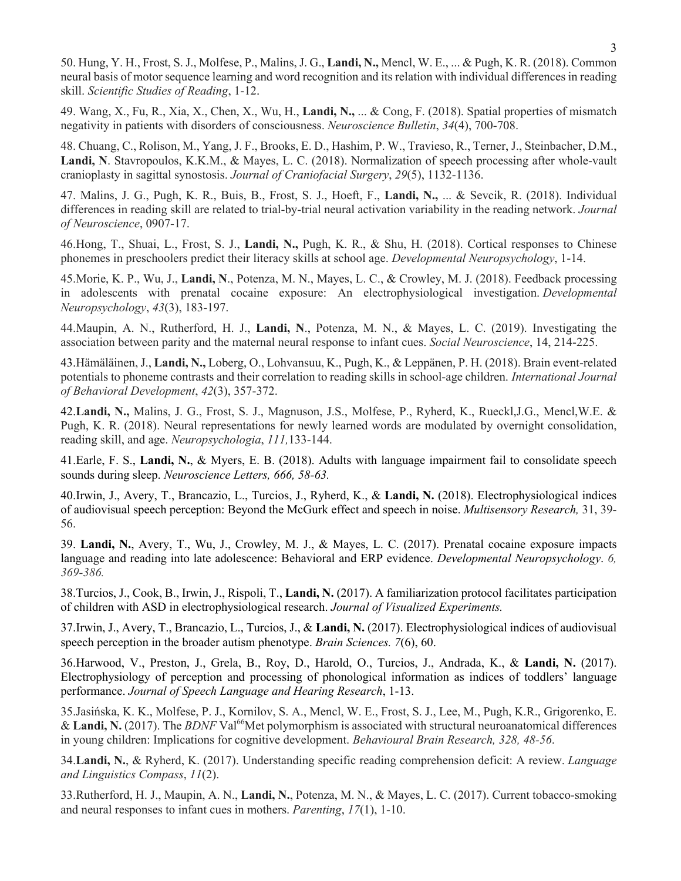50. Hung, Y. H., Frost, S. J., Molfese, P., Malins, J. G., **Landi, N.,** Mencl, W. E., ... & Pugh, K. R. (2018). Common neural basis of motor sequence learning and word recognition and its relation with individual differences in reading skill. *Scientific Studies of Reading*, 1-12.

49. Wang, X., Fu, R., Xia, X., Chen, X., Wu, H., **Landi, N.,** ... & Cong, F. (2018). Spatial properties of mismatch negativity in patients with disorders of consciousness. *Neuroscience Bulletin*, *34*(4), 700-708.

48. Chuang, C., Rolison, M., Yang, J. F., Brooks, E. D., Hashim, P. W., Travieso, R., Terner, J., Steinbacher, D.M., **Landi, N**. Stavropoulos, K.K.M., & Mayes, L. C. (2018). Normalization of speech processing after whole-vault cranioplasty in sagittal synostosis. *Journal of Craniofacial Surgery*, *29*(5), 1132-1136.

47. Malins, J. G., Pugh, K. R., Buis, B., Frost, S. J., Hoeft, F., **Landi, N.,** ... & Sevcik, R. (2018). Individual differences in reading skill are related to trial-by-trial neural activation variability in the reading network. *Journal of Neuroscience*, 0907-17.

46.Hong, T., Shuai, L., Frost, S. J., **Landi, N.,** Pugh, K. R., & Shu, H. (2018). Cortical responses to Chinese phonemes in preschoolers predict their literacy skills at school age. *Developmental Neuropsychology*, 1-14.

45.Morie, K. P., Wu, J., **Landi, N**., Potenza, M. N., Mayes, L. C., & Crowley, M. J. (2018). Feedback processing in adolescents with prenatal cocaine exposure: An electrophysiological investigation. *Developmental Neuropsychology*, *43*(3), 183-197.

44.Maupin, A. N., Rutherford, H. J., **Landi, N**., Potenza, M. N., & Mayes, L. C. (2019). Investigating the association between parity and the maternal neural response to infant cues. *Social Neuroscience*, 14, 214-225.

43.Hämäläinen, J., **Landi, N.,** Loberg, O., Lohvansuu, K., Pugh, K., & Leppänen, P. H. (2018). Brain event-related potentials to phoneme contrasts and their correlation to reading skills in school-age children. *International Journal of Behavioral Development*, *42*(3), 357-372.

42.**Landi, N.,** Malins, J. G., Frost, S. J., Magnuson, J.S., Molfese, P., Ryherd, K., Rueckl,J.G., Mencl,W.E. & Pugh, K. R. (2018). Neural representations for newly learned words are modulated by overnight consolidation, reading skill, and age. *Neuropsychologia*, *111,*133-144.

41.Earle, F. S., **Landi, N.**, & Myers, E. B. (2018). Adults with language impairment fail to consolidate speech sounds during sleep. *Neuroscience Letters, 666, 58-63.*

40.Irwin, J., Avery, T., Brancazio, L., Turcios, J., Ryherd, K., & **Landi, N.** (2018). Electrophysiological indices of audiovisual speech perception: Beyond the McGurk effect and speech in noise. *Multisensory Research,* 31, 39-56.

39. **Landi, N.**, Avery, T., Wu, J., Crowley, M. J., & Mayes, L. C. (2017). Prenatal cocaine exposure impacts language and reading into late adolescence: Behavioral and ERP evidence. *Developmental Neuropsychology*. *6, 369-386.*

38.Turcios, J., Cook, B., Irwin, J., Rispoli, T., **Landi, N.** (2017). A familiarization protocol facilitates participation of children with ASD in electrophysiological research. *Journal of Visualized Experiments.*

37.Irwin, J., Avery, T., Brancazio, L., Turcios, J., & **Landi, N.** (2017). Electrophysiological indices of audiovisual speech perception in the broader autism phenotype. *Brain Sciences. 7*(6), 60.

36.Harwood, V., Preston, J., Grela, B., Roy, D., Harold, O., Turcios, J., Andrada, K., & **Landi, N.** (2017). Electrophysiology of perception and processing of phonological information as indices of toddlers' language performance. *Journal of Speech Language and Hearing Research*, 1-13.

35.Jasińska, K. K., Molfese, P. J., Kornilov, S. A., Mencl, W. E., Frost, S. J., Lee, M., Pugh, K.R., Grigorenko, E. & **Landi, N.** (2017). The *BDNF* Val$^{66}$Met polymorphism is associated with structural neuroanatomical differences in young children: Implications for cognitive development. *Behavioural Brain Research, 328, 48-56*.

34.**Landi, N.**, & Ryherd, K. (2017). Understanding specific reading comprehension deficit: A review. *Language and Linguistics Compass*, *11*(2).

33.Rutherford, H. J., Maupin, A. N., **Landi, N.**, Potenza, M. N., & Mayes, L. C. (2017). Current tobacco-smoking and neural responses to infant cues in mothers. *Parenting*, *17*(1), 1-10.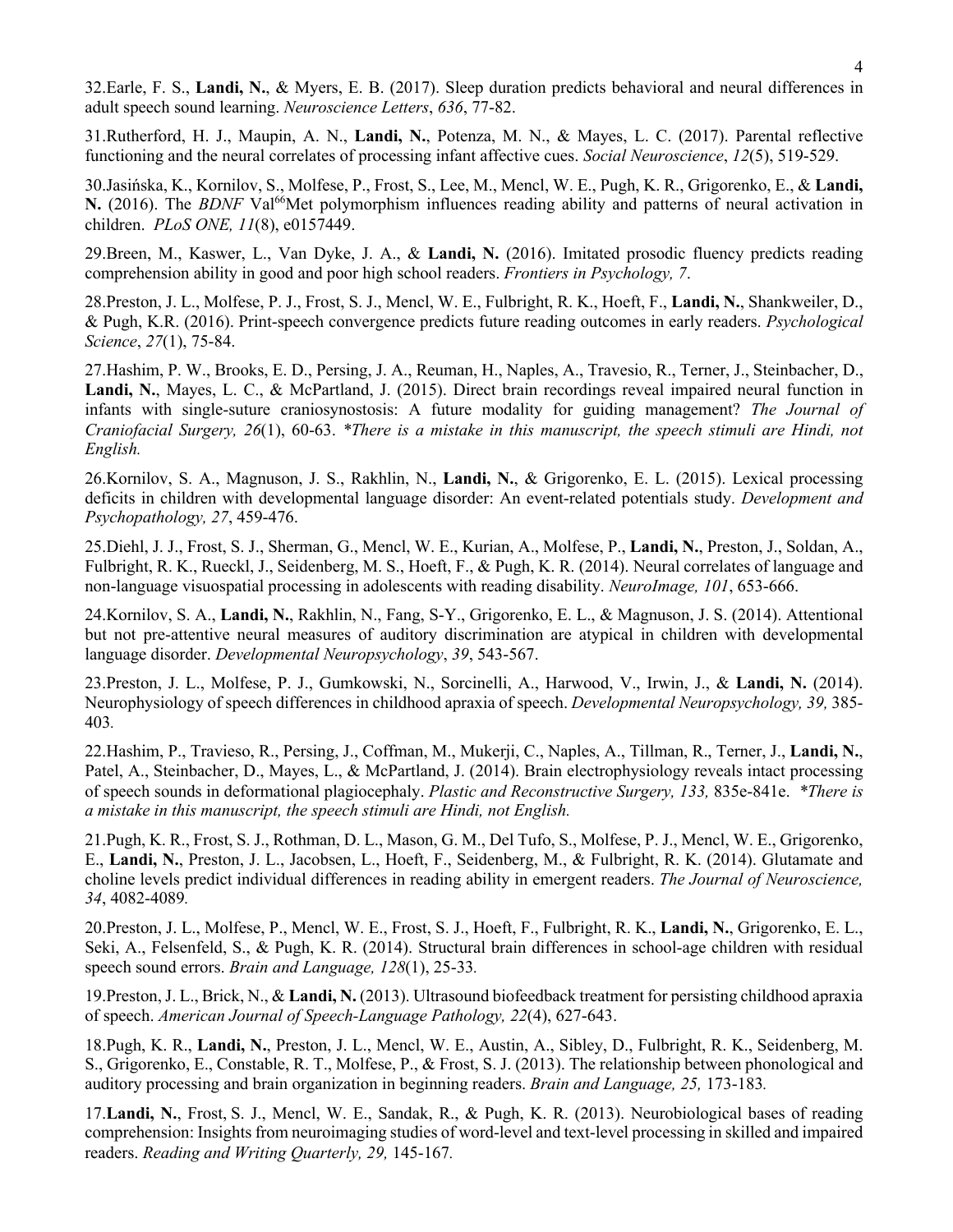32.Earle, F. S., **Landi, N.**, & Myers, E. B. (2017). Sleep duration predicts behavioral and neural differences in adult speech sound learning. *Neuroscience Letters*, *636*, 77-82.

31.Rutherford, H. J., Maupin, A. N., **Landi, N.**, Potenza, M. N., & Mayes, L. C. (2017). Parental reflective functioning and the neural correlates of processing infant affective cues. *Social Neuroscience*, *12*(5), 519-529.

30.Jasińska, K., Kornilov, S., Molfese, P., Frost, S., Lee, M., Mencl, W. E., Pugh, K. R., Grigorenko, E., & **Landi, N.** (2016). The *BDNF* Val[66]Met polymorphism influences reading ability and patterns of neural activation in children. *PLoS ONE, 11*(8), e0157449.

29.Breen, M., Kaswer, L., Van Dyke, J. A., & **Landi, N.** (2016). Imitated prosodic fluency predicts reading comprehension ability in good and poor high school readers. *Frontiers in Psychology, 7*.

28.Preston, J. L., Molfese, P. J., Frost, S. J., Mencl, W. E., Fulbright, R. K., Hoeft, F., **Landi, N.**, Shankweiler, D., & Pugh, K.R. (2016). Print-speech convergence predicts future reading outcomes in early readers. *Psychological Science*, *27*(1), 75-84.

27.Hashim, P. W., Brooks, E. D., Persing, J. A., Reuman, H., Naples, A., Travesio, R., Terner, J., Steinbacher, D., **Landi, N.**, Mayes, L. C., & McPartland, J. (2015). Direct brain recordings reveal impaired neural function in infants with single-suture craniosynostosis: A future modality for guiding management? *The Journal of Craniofacial Surgery, 26*(1), 60-63. *\*There is a mistake in this manuscript, the speech stimuli are Hindi, not English.*

26.Kornilov, S. A., Magnuson, J. S., Rakhlin, N., **Landi, N.**, & Grigorenko, E. L. (2015). Lexical processing deficits in children with developmental language disorder: An event-related potentials study. *Development and Psychopathology, 27*, 459-476.

25.Diehl, J. J., Frost, S. J., Sherman, G., Mencl, W. E., Kurian, A., Molfese, P., **Landi, N.**, Preston, J., Soldan, A., Fulbright, R. K., Rueckl, J., Seidenberg, M. S., Hoeft, F., & Pugh, K. R. (2014). Neural correlates of language and non-language visuospatial processing in adolescents with reading disability. *NeuroImage, 101*, 653-666.

24.Kornilov, S. A., **Landi, N.**, Rakhlin, N., Fang, S-Y., Grigorenko, E. L., & Magnuson, J. S. (2014). Attentional but not pre-attentive neural measures of auditory discrimination are atypical in children with developmental language disorder. *Developmental Neuropsychology*, *39*, 543-567.

23.Preston, J. L., Molfese, P. J., Gumkowski, N., Sorcinelli, A., Harwood, V., Irwin, J., & **Landi, N.** (2014). Neurophysiology of speech differences in childhood apraxia of speech. *Developmental Neuropsychology, 39,* 385-403*.*

22.Hashim, P., Travieso, R., Persing, J., Coffman, M., Mukerji, C., Naples, A., Tillman, R., Terner, J., **Landi, N.**, Patel, A., Steinbacher, D., Mayes, L., & McPartland, J. (2014). Brain electrophysiology reveals intact processing of speech sounds in deformational plagiocephaly. *Plastic and Reconstructive Surgery, 133,* 835e-841e. *\*There is a mistake in this manuscript, the speech stimuli are Hindi, not English.*

21.Pugh, K. R., Frost, S. J., Rothman, D. L., Mason, G. M., Del Tufo, S., Molfese, P. J., Mencl, W. E., Grigorenko, E., **Landi, N.**, Preston, J. L., Jacobsen, L., Hoeft, F., Seidenberg, M., & Fulbright, R. K. (2014). Glutamate and choline levels predict individual differences in reading ability in emergent readers. *The Journal of Neuroscience, 34*, 4082-4089*.*

20.Preston, J. L., Molfese, P., Mencl, W. E., Frost, S. J., Hoeft, F., Fulbright, R. K., **Landi, N.**, Grigorenko, E. L., Seki, A., Felsenfeld, S., & Pugh, K. R. (2014). Structural brain differences in school-age children with residual speech sound errors. *Brain and Language, 128*(1), 25-33*.*

19.Preston, J. L., Brick, N., & **Landi, N.** (2013). Ultrasound biofeedback treatment for persisting childhood apraxia of speech. *American Journal of Speech-Language Pathology, 22*(4), 627-643.

18.Pugh, K. R., **Landi, N.**, Preston, J. L., Mencl, W. E., Austin, A., Sibley, D., Fulbright, R. K., Seidenberg, M. S., Grigorenko, E., Constable, R. T., Molfese, P., & Frost, S. J. (2013). The relationship between phonological and auditory processing and brain organization in beginning readers. *Brain and Language, 25,* 173-183*.*

17.**Landi, N.**, Frost, S. J., Mencl, W. E., Sandak, R., & Pugh, K. R. (2013). Neurobiological bases of reading comprehension: Insights from neuroimaging studies of word-level and text-level processing in skilled and impaired readers. *Reading and Writing Quarterly, 29,* 145-167*.*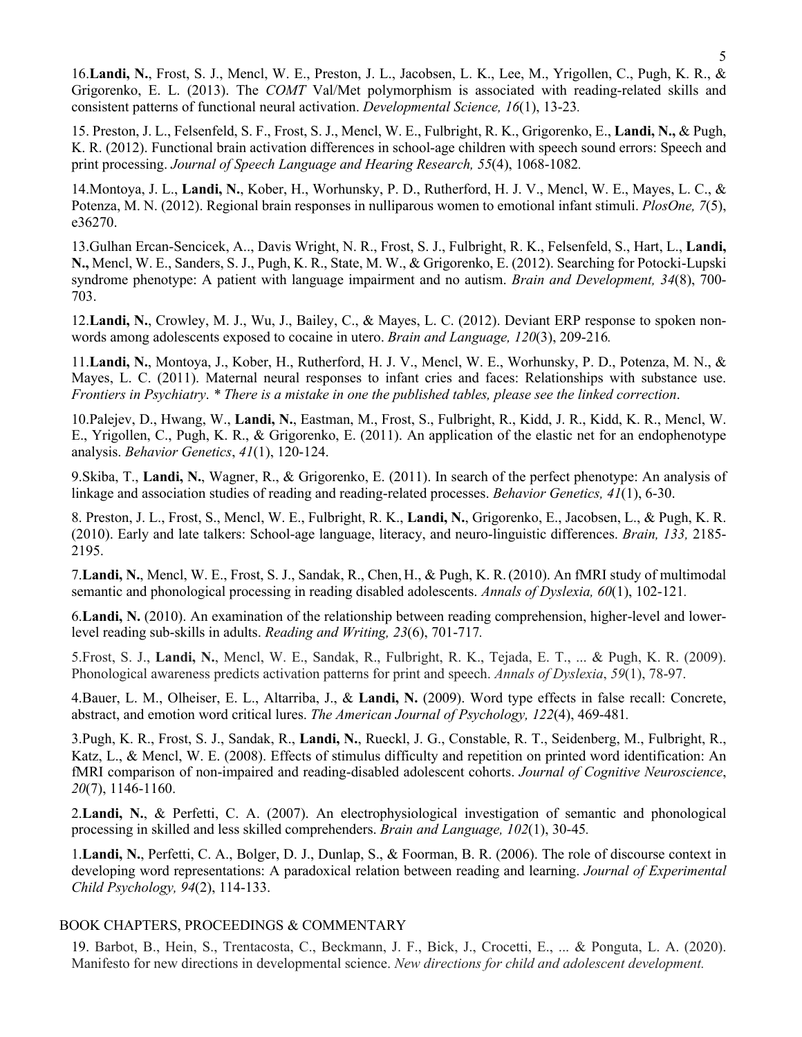16.**Landi, N.**, Frost, S. J., Mencl, W. E., Preston, J. L., Jacobsen, L. K., Lee, M., Yrigollen, C., Pugh, K. R., & Grigorenko, E. L. (2013). The *COMT* Val/Met polymorphism is associated with reading-related skills and consistent patterns of functional neural activation. *Developmental Science, 16*(1), 13-23.

15. Preston, J. L., Felsenfeld, S. F., Frost, S. J., Mencl, W. E., Fulbright, R. K., Grigorenko, E., **Landi, N.,** & Pugh, K. R. (2012). Functional brain activation differences in school-age children with speech sound errors: Speech and print processing. *Journal of Speech Language and Hearing Research, 55*(4), 1068-1082.

14.Montoya, J. L., **Landi, N.**, Kober, H., Worhunsky, P. D., Rutherford, H. J. V., Mencl, W. E., Mayes, L. C., & Potenza, M. N. (2012). Regional brain responses in nulliparous women to emotional infant stimuli. *PlosOne, 7*(5), e36270.

13.Gulhan Ercan-Sencicek, A.., Davis Wright, N. R., Frost, S. J., Fulbright, R. K., Felsenfeld, S., Hart, L., **Landi, N.,** Mencl, W. E., Sanders, S. J., Pugh, K. R., State, M. W., & Grigorenko, E. (2012). Searching for Potocki-Lupski syndrome phenotype: A patient with language impairment and no autism. *Brain and Development, 34*(8), 700-703.

12.**Landi, N.**, Crowley, M. J., Wu, J., Bailey, C., & Mayes, L. C. (2012). Deviant ERP response to spoken non-words among adolescents exposed to cocaine in utero. *Brain and Language, 120*(3), 209-216.

11.**Landi, N.**, Montoya, J., Kober, H., Rutherford, H. J. V., Mencl, W. E., Worhunsky, P. D., Potenza, M. N., & Mayes, L. C. (2011). Maternal neural responses to infant cries and faces: Relationships with substance use. *Frontiers in Psychiatry*. *\* There is a mistake in one the published tables, please see the linked correction*.

10.Palejev, D., Hwang, W., **Landi, N.**, Eastman, M., Frost, S., Fulbright, R., Kidd, J. R., Kidd, K. R., Mencl, W. E., Yrigollen, C., Pugh, K. R., & Grigorenko, E. (2011). An application of the elastic net for an endophenotype analysis. *Behavior Genetics*, *41*(1), 120-124.

9.Skiba, T., **Landi, N.**, Wagner, R., & Grigorenko, E. (2011). In search of the perfect phenotype: An analysis of linkage and association studies of reading and reading-related processes. *Behavior Genetics, 41*(1), 6-30.

8. Preston, J. L., Frost, S., Mencl, W. E., Fulbright, R. K., **Landi, N.**, Grigorenko, E., Jacobsen, L., & Pugh, K. R. (2010). Early and late talkers: School-age language, literacy, and neuro-linguistic differences. *Brain, 133,* 2185-2195.

7.**Landi, N.**, Mencl, W. E., Frost, S. J., Sandak, R., Chen, H., & Pugh, K. R. (2010). An fMRI study of multimodal semantic and phonological processing in reading disabled adolescents. *Annals of Dyslexia, 60*(1), 102-121.

6.**Landi, N.** (2010). An examination of the relationship between reading comprehension, higher-level and lower-level reading sub-skills in adults. *Reading and Writing, 23*(6), 701-717.

5.Frost, S. J., **Landi, N.**, Mencl, W. E., Sandak, R., Fulbright, R. K., Tejada, E. T., ... & Pugh, K. R. (2009). Phonological awareness predicts activation patterns for print and speech. *Annals of Dyslexia*, *59*(1), 78-97.

4.Bauer, L. M., Olheiser, E. L., Altarriba, J., & **Landi, N.** (2009). Word type effects in false recall: Concrete, abstract, and emotion word critical lures. *The American Journal of Psychology, 122*(4), 469-481.

3.Pugh, K. R., Frost, S. J., Sandak, R., **Landi, N.**, Rueckl, J. G., Constable, R. T., Seidenberg, M., Fulbright, R., Katz, L., & Mencl, W. E. (2008). Effects of stimulus difficulty and repetition on printed word identification: An fMRI comparison of non-impaired and reading-disabled adolescent cohorts. *Journal of Cognitive Neuroscience*, *20*(7), 1146-1160.

2.**Landi, N.**, & Perfetti, C. A. (2007). An electrophysiological investigation of semantic and phonological processing in skilled and less skilled comprehenders. *Brain and Language, 102*(1), 30-45.

1.**Landi, N.**, Perfetti, C. A., Bolger, D. J., Dunlap, S., & Foorman, B. R. (2006). The role of discourse context in developing word representations: A paradoxical relation between reading and learning. *Journal of Experimental Child Psychology, 94*(2), 114-133.

## BOOK CHAPTERS, PROCEEDINGS & COMMENTARY

19. Barbot, B., Hein, S., Trentacosta, C., Beckmann, J. F., Bick, J., Crocetti, E., ... & Ponguta, L. A. (2020). Manifesto for new directions in developmental science. *New directions for child and adolescent development.*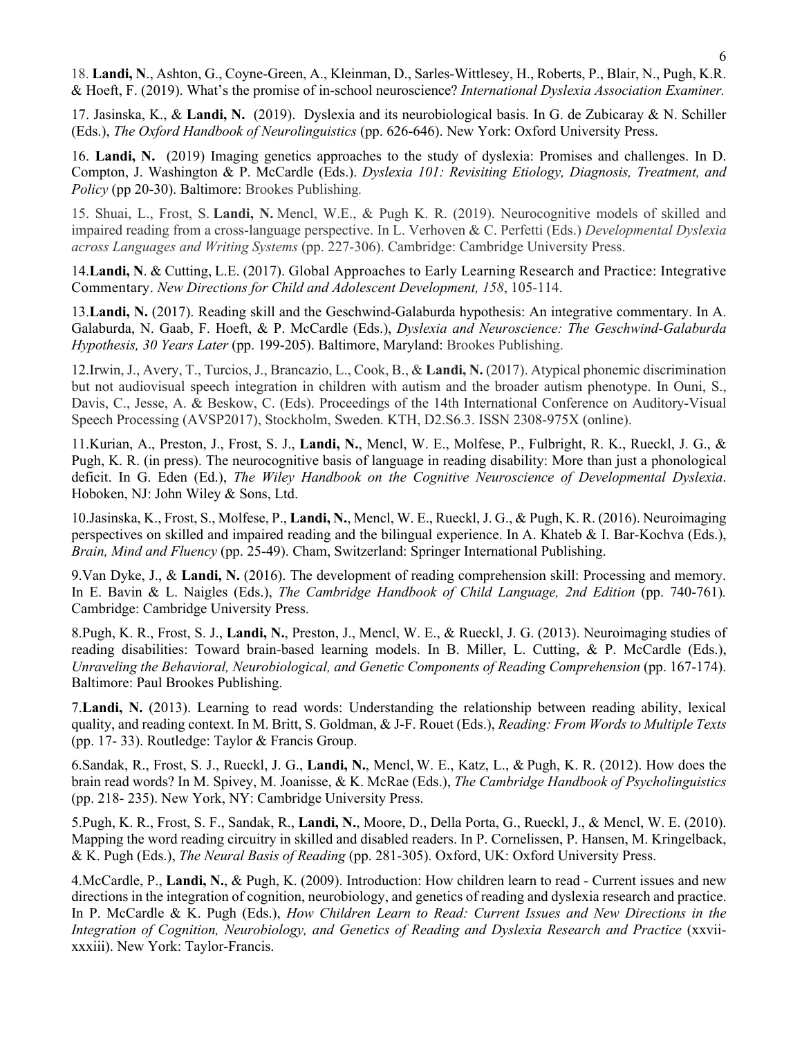18. **Landi, N**., Ashton, G., Coyne-Green, A., Kleinman, D., Sarles-Wittlesey, H., Roberts, P., Blair, N., Pugh, K.R. & Hoeft, F. (2019). What's the promise of in-school neuroscience? *International Dyslexia Association Examiner.*

17. Jasinska, K., & **Landi, N.** (2019). Dyslexia and its neurobiological basis. In G. de Zubicaray & N. Schiller (Eds.), *The Oxford Handbook of Neurolinguistics* (pp. 626-646). New York: Oxford University Press.

16. **Landi, N.** (2019) Imaging genetics approaches to the study of dyslexia: Promises and challenges. In D. Compton, J. Washington & P. McCardle (Eds.). *Dyslexia 101: Revisiting Etiology, Diagnosis, Treatment, and Policy* (pp 20-30). Baltimore: Brookes Publishing.

15. Shuai, L., Frost, S. **Landi, N.** Mencl, W.E., & Pugh K. R. (2019). Neurocognitive models of skilled and impaired reading from a cross-language perspective. In L. Verhoven & C. Perfetti (Eds.) *Developmental Dyslexia across Languages and Writing Systems* (pp. 227-306). Cambridge: Cambridge University Press.

14.**Landi, N**. & Cutting, L.E. (2017). Global Approaches to Early Learning Research and Practice: Integrative Commentary. *New Directions for Child and Adolescent Development, 158*, 105-114.

13.**Landi, N.** (2017). Reading skill and the Geschwind-Galaburda hypothesis: An integrative commentary. In A. Galaburda, N. Gaab, F. Hoeft, & P. McCardle (Eds.), *Dyslexia and Neuroscience: The Geschwind-Galaburda Hypothesis, 30 Years Later* (pp. 199-205). Baltimore, Maryland: Brookes Publishing.

12.Irwin, J., Avery, T., Turcios, J., Brancazio, L., Cook, B., & **Landi, N.** (2017). Atypical phonemic discrimination but not audiovisual speech integration in children with autism and the broader autism phenotype. In Ouni, S., Davis, C., Jesse, A. & Beskow, C. (Eds). Proceedings of the 14th International Conference on Auditory-Visual Speech Processing (AVSP2017), Stockholm, Sweden. KTH, D2.S6.3. ISSN 2308-975X (online).

11.Kurian, A., Preston, J., Frost, S. J., **Landi, N.**, Mencl, W. E., Molfese, P., Fulbright, R. K., Rueckl, J. G., & Pugh, K. R. (in press). The neurocognitive basis of language in reading disability: More than just a phonological deficit. In G. Eden (Ed.), *The Wiley Handbook on the Cognitive Neuroscience of Developmental Dyslexia*. Hoboken, NJ: John Wiley & Sons, Ltd.

10.Jasinska, K., Frost, S., Molfese, P., **Landi, N.**, Mencl, W. E., Rueckl, J. G., & Pugh, K. R. (2016). Neuroimaging perspectives on skilled and impaired reading and the bilingual experience. In A. Khateb & I. Bar-Kochva (Eds.), *Brain, Mind and Fluency* (pp. 25-49). Cham, Switzerland: Springer International Publishing.

9.Van Dyke, J., & **Landi, N.** (2016). The development of reading comprehension skill: Processing and memory. In E. Bavin & L. Naigles (Eds.), *The Cambridge Handbook of Child Language, 2nd Edition* (pp. 740-761). Cambridge: Cambridge University Press.

8.Pugh, K. R., Frost, S. J., **Landi, N.**, Preston, J., Mencl, W. E., & Rueckl, J. G. (2013). Neuroimaging studies of reading disabilities: Toward brain-based learning models. In B. Miller, L. Cutting, & P. McCardle (Eds.), *Unraveling the Behavioral, Neurobiological, and Genetic Components of Reading Comprehension* (pp. 167-174). Baltimore: Paul Brookes Publishing.

7.**Landi, N.** (2013). Learning to read words: Understanding the relationship between reading ability, lexical quality, and reading context. In M. Britt, S. Goldman, & J-F. Rouet (Eds.), *Reading: From Words to Multiple Texts* (pp. 17- 33). Routledge: Taylor & Francis Group.

6.Sandak, R., Frost, S. J., Rueckl, J. G., **Landi, N.**, Mencl, W. E., Katz, L., & Pugh, K. R. (2012). How does the brain read words? In M. Spivey, M. Joanisse, & K. McRae (Eds.), *The Cambridge Handbook of Psycholinguistics* (pp. 218- 235). New York, NY: Cambridge University Press.

5.Pugh, K. R., Frost, S. F., Sandak, R., **Landi, N.**, Moore, D., Della Porta, G., Rueckl, J., & Mencl, W. E. (2010). Mapping the word reading circuitry in skilled and disabled readers. In P. Cornelissen, P. Hansen, M. Kringelback, & K. Pugh (Eds.), *The Neural Basis of Reading* (pp. 281-305). Oxford, UK: Oxford University Press.

4.McCardle, P., **Landi, N.**, & Pugh, K. (2009). Introduction: How children learn to read - Current issues and new directions in the integration of cognition, neurobiology, and genetics of reading and dyslexia research and practice. In P. McCardle & K. Pugh (Eds.), *How Children Learn to Read: Current Issues and New Directions in the Integration of Cognition, Neurobiology, and Genetics of Reading and Dyslexia Research and Practice* (xxvii-xxxiii). New York: Taylor-Francis.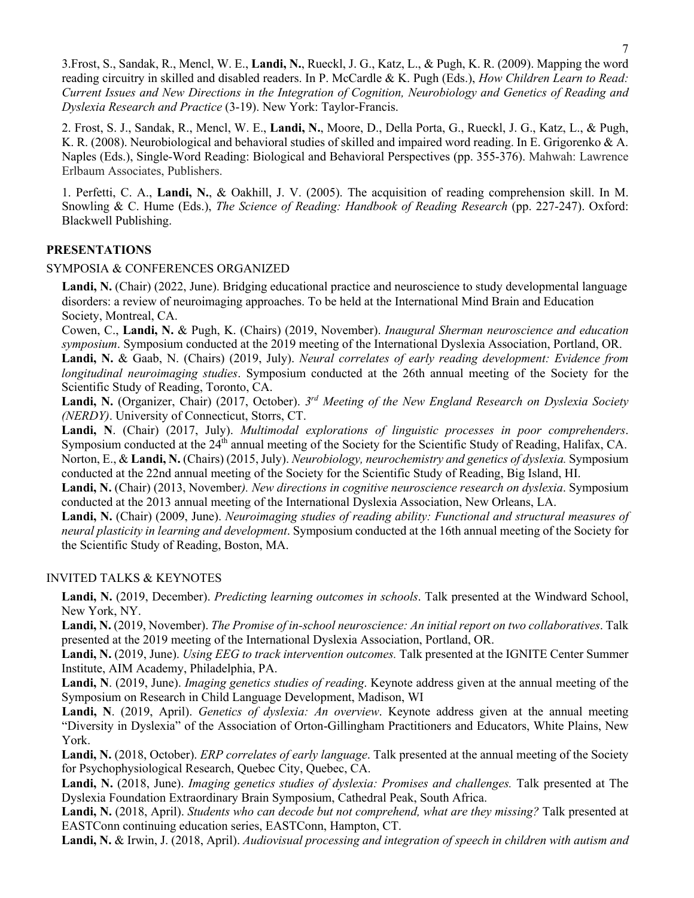3.Frost, S., Sandak, R., Mencl, W. E., **Landi, N.**, Rueckl, J. G., Katz, L., & Pugh, K. R. (2009). Mapping the word reading circuitry in skilled and disabled readers. In P. McCardle & K. Pugh (Eds.), *How Children Learn to Read: Current Issues and New Directions in the Integration of Cognition, Neurobiology and Genetics of Reading and Dyslexia Research and Practice* (3-19). New York: Taylor-Francis.

2. Frost, S. J., Sandak, R., Mencl, W. E., **Landi, N.**, Moore, D., Della Porta, G., Rueckl, J. G., Katz, L., & Pugh, K. R. (2008). Neurobiological and behavioral studies of skilled and impaired word reading. In E. Grigorenko & A. Naples (Eds.), Single-Word Reading: Biological and Behavioral Perspectives (pp. 355-376). Mahwah: Lawrence Erlbaum Associates, Publishers.

1. Perfetti, C. A., **Landi, N.**, & Oakhill, J. V. (2005). The acquisition of reading comprehension skill. In M. Snowling & C. Hume (Eds.), *The Science of Reading: Handbook of Reading Research* (pp. 227-247). Oxford: Blackwell Publishing.

## PRESENTATIONS

### SYMPOSIA & CONFERENCES ORGANIZED

**Landi, N.** (Chair) (2022, June). Bridging educational practice and neuroscience to study developmental language disorders: a review of neuroimaging approaches. To be held at the International Mind Brain and Education Society, Montreal, CA.

Cowen, C., **Landi, N.** & Pugh, K. (Chairs) (2019, November). *Inaugural Sherman neuroscience and education symposium*. Symposium conducted at the 2019 meeting of the International Dyslexia Association, Portland, OR.

**Landi, N.** & Gaab, N. (Chairs) (2019, July). *Neural correlates of early reading development: Evidence from longitudinal neuroimaging studies*. Symposium conducted at the 26th annual meeting of the Society for the Scientific Study of Reading, Toronto, CA.

**Landi, N.** (Organizer, Chair) (2017, October). *3rd Meeting of the New England Research on Dyslexia Society (NERDY)*. University of Connecticut, Storrs, CT.

**Landi, N**. (Chair) (2017, July). *Multimodal explorations of linguistic processes in poor comprehenders*. Symposium conducted at the 24th annual meeting of the Society for the Scientific Study of Reading, Halifax, CA.

Norton, E., & **Landi, N.** (Chairs) (2015, July). *Neurobiology, neurochemistry and genetics of dyslexia.* Symposium conducted at the 22nd annual meeting of the Society for the Scientific Study of Reading, Big Island, HI.

**Landi, N.** (Chair) (2013, November*). New directions in cognitive neuroscience research on dyslexia*. Symposium conducted at the 2013 annual meeting of the International Dyslexia Association, New Orleans, LA.

**Landi, N.** (Chair) (2009, June). *Neuroimaging studies of reading ability: Functional and structural measures of neural plasticity in learning and development*. Symposium conducted at the 16th annual meeting of the Society for the Scientific Study of Reading, Boston, MA.

### INVITED TALKS & KEYNOTES

**Landi, N.** (2019, December). *Predicting learning outcomes in schools*. Talk presented at the Windward School, New York, NY.

**Landi, N.** (2019, November). *The Promise of in-school neuroscience: An initial report on two collaboratives*. Talk presented at the 2019 meeting of the International Dyslexia Association, Portland, OR.

**Landi, N.** (2019, June). *Using EEG to track intervention outcomes.* Talk presented at the IGNITE Center Summer Institute, AIM Academy, Philadelphia, PA.

**Landi, N**. (2019, June). *Imaging genetics studies of reading*. Keynote address given at the annual meeting of the Symposium on Research in Child Language Development, Madison, WI

**Landi, N**. (2019, April). *Genetics of dyslexia: An overview*. Keynote address given at the annual meeting "Diversity in Dyslexia" of the Association of Orton-Gillingham Practitioners and Educators, White Plains, New York.

**Landi, N.** (2018, October). *ERP correlates of early language*. Talk presented at the annual meeting of the Society for Psychophysiological Research, Quebec City, Quebec, CA.

**Landi, N.** (2018, June). *Imaging genetics studies of dyslexia: Promises and challenges.* Talk presented at The Dyslexia Foundation Extraordinary Brain Symposium, Cathedral Peak, South Africa.

**Landi, N.** (2018, April). *Students who can decode but not comprehend, what are they missing?* Talk presented at EASTConn continuing education series, EASTConn, Hampton, CT.

**Landi, N.** & Irwin, J. (2018, April). *Audiovisual processing and integration of speech in children with autism and*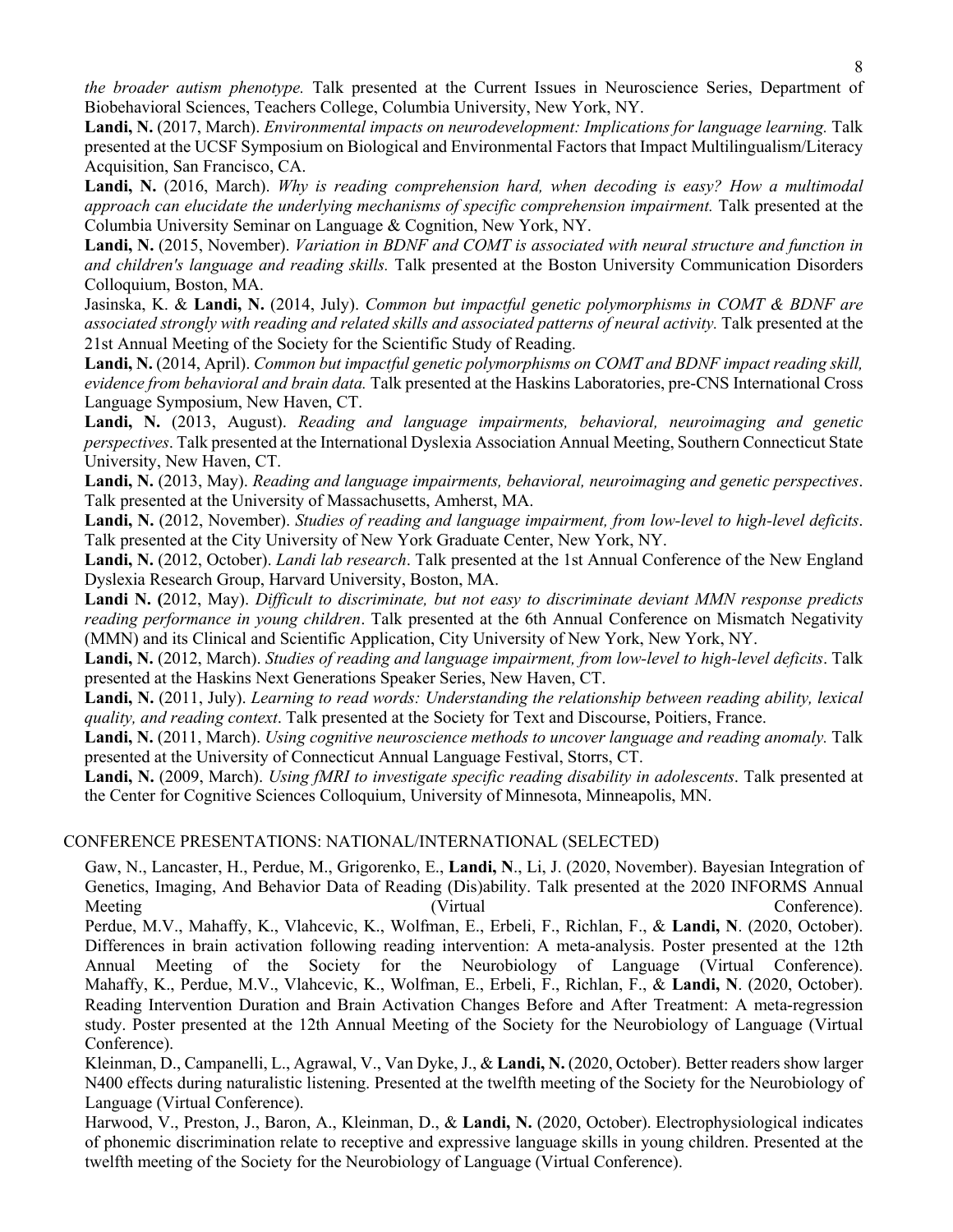*the broader autism phenotype.* Talk presented at the Current Issues in Neuroscience Series, Department of Biobehavioral Sciences, Teachers College, Columbia University, New York, NY.

**Landi, N.** (2017, March). *Environmental impacts on neurodevelopment: Implications for language learning.* Talk presented at the UCSF Symposium on Biological and Environmental Factors that Impact Multilingualism/Literacy Acquisition, San Francisco, CA.

**Landi, N.** (2016, March). *Why is reading comprehension hard, when decoding is easy? How a multimodal approach can elucidate the underlying mechanisms of specific comprehension impairment.* Talk presented at the Columbia University Seminar on Language & Cognition, New York, NY.

**Landi, N.** (2015, November). *Variation in BDNF and COMT is associated with neural structure and function in and children's language and reading skills.* Talk presented at the Boston University Communication Disorders Colloquium, Boston, MA.

Jasinska, K. & **Landi, N.** (2014, July). *Common but impactful genetic polymorphisms in COMT & BDNF are associated strongly with reading and related skills and associated patterns of neural activity.* Talk presented at the 21st Annual Meeting of the Society for the Scientific Study of Reading.

**Landi, N.** (2014, April). *Common but impactful genetic polymorphisms on COMT and BDNF impact reading skill, evidence from behavioral and brain data.* Talk presented at the Haskins Laboratories, pre-CNS International Cross Language Symposium, New Haven, CT.

**Landi, N.** (2013, August). *Reading and language impairments, behavioral, neuroimaging and genetic perspectives*. Talk presented at the International Dyslexia Association Annual Meeting, Southern Connecticut State University, New Haven, CT.

**Landi, N.** (2013, May). *Reading and language impairments, behavioral, neuroimaging and genetic perspectives*. Talk presented at the University of Massachusetts, Amherst, MA.

**Landi, N.** (2012, November). *Studies of reading and language impairment, from low-level to high-level deficits*. Talk presented at the City University of New York Graduate Center, New York, NY.

**Landi, N.** (2012, October). *Landi lab research*. Talk presented at the 1st Annual Conference of the New England Dyslexia Research Group, Harvard University, Boston, MA.

**Landi N. (**2012, May). *Difficult to discriminate, but not easy to discriminate deviant MMN response predicts reading performance in young children*. Talk presented at the 6th Annual Conference on Mismatch Negativity (MMN) and its Clinical and Scientific Application, City University of New York, New York, NY.

**Landi, N.** (2012, March). *Studies of reading and language impairment, from low-level to high-level deficits*. Talk presented at the Haskins Next Generations Speaker Series, New Haven, CT.

**Landi, N.** (2011, July). *Learning to read words: Understanding the relationship between reading ability, lexical quality, and reading context*. Talk presented at the Society for Text and Discourse, Poitiers, France.

**Landi, N.** (2011, March). *Using cognitive neuroscience methods to uncover language and reading anomaly.* Talk presented at the University of Connecticut Annual Language Festival, Storrs, CT.

**Landi, N.** (2009, March). *Using fMRI to investigate specific reading disability in adolescents*. Talk presented at the Center for Cognitive Sciences Colloquium, University of Minnesota, Minneapolis, MN.

## CONFERENCE PRESENTATIONS: NATIONAL/INTERNATIONAL (SELECTED)

Gaw, N., Lancaster, H., Perdue, M., Grigorenko, E., **Landi, N**., Li, J. (2020, November). Bayesian Integration of Genetics, Imaging, And Behavior Data of Reading (Dis)ability. Talk presented at the 2020 INFORMS Annual Meeting (Virtual Conference).

Perdue, M.V., Mahaffy, K., Vlahcevic, K., Wolfman, E., Erbeli, F., Richlan, F., & **Landi, N**. (2020, October). Differences in brain activation following reading intervention: A meta-analysis. Poster presented at the 12th Annual Meeting of the Society for the Neurobiology of Language (Virtual Conference).

Mahaffy, K., Perdue, M.V., Vlahcevic, K., Wolfman, E., Erbeli, F., Richlan, F., & **Landi, N**. (2020, October). Reading Intervention Duration and Brain Activation Changes Before and After Treatment: A meta-regression study. Poster presented at the 12th Annual Meeting of the Society for the Neurobiology of Language (Virtual Conference).

Kleinman, D., Campanelli, L., Agrawal, V., Van Dyke, J., & **Landi, N.** (2020, October). Better readers show larger N400 effects during naturalistic listening. Presented at the twelfth meeting of the Society for the Neurobiology of Language (Virtual Conference).

Harwood, V., Preston, J., Baron, A., Kleinman, D., & **Landi, N.** (2020, October). Electrophysiological indicates of phonemic discrimination relate to receptive and expressive language skills in young children. Presented at the twelfth meeting of the Society for the Neurobiology of Language (Virtual Conference).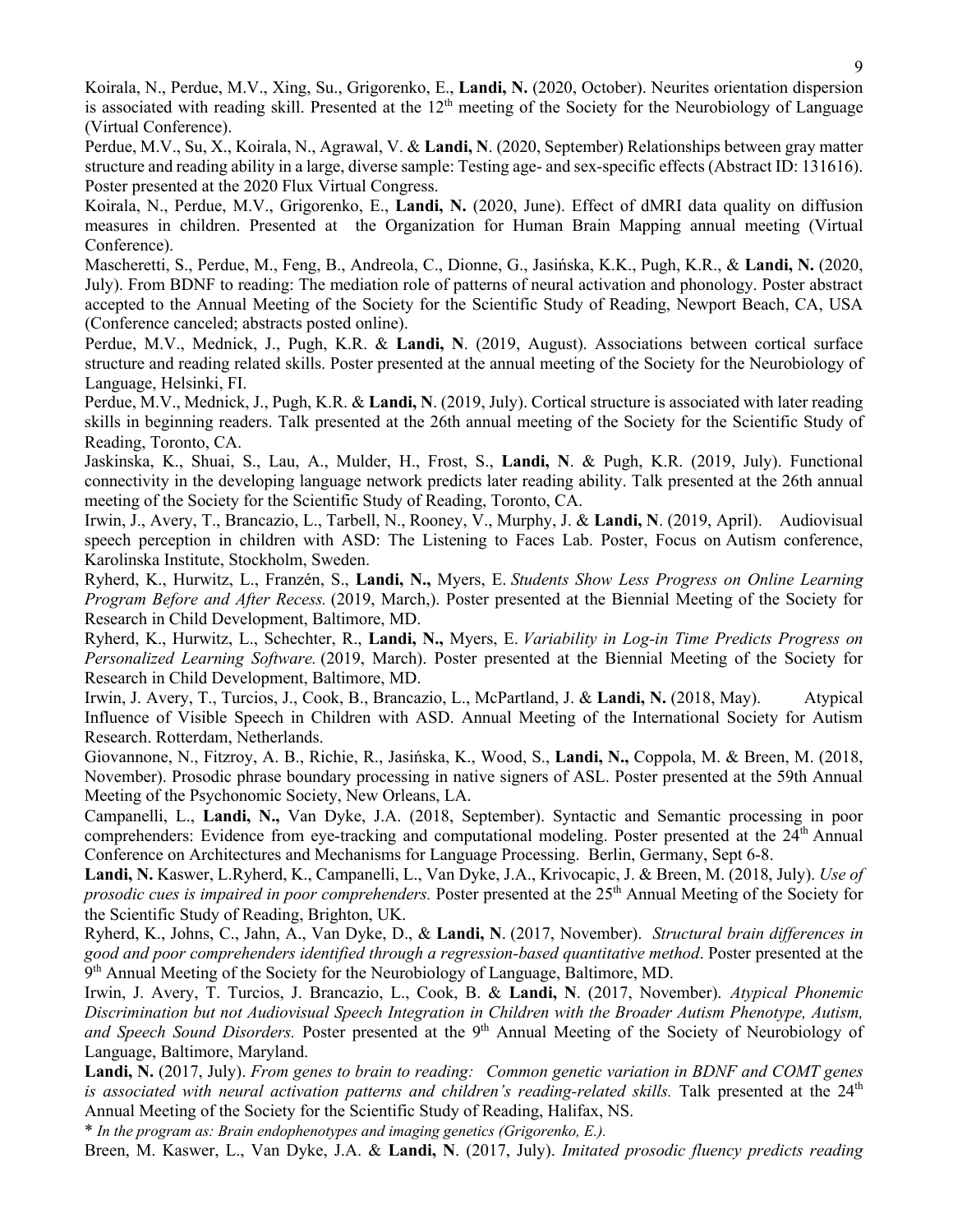Koirala, N., Perdue, M.V., Xing, Su., Grigorenko, E., **Landi, N.** (2020, October). Neurites orientation dispersion is associated with reading skill. Presented at the 12th meeting of the Society for the Neurobiology of Language (Virtual Conference).

Perdue, M.V., Su, X., Koirala, N., Agrawal, V. & **Landi, N**. (2020, September) Relationships between gray matter structure and reading ability in a large, diverse sample: Testing age- and sex-specific effects (Abstract ID: 131616). Poster presented at the 2020 Flux Virtual Congress.

Koirala, N., Perdue, M.V., Grigorenko, E., **Landi, N.** (2020, June). Effect of dMRI data quality on diffusion measures in children. Presented at the Organization for Human Brain Mapping annual meeting (Virtual Conference).

Mascheretti, S., Perdue, M., Feng, B., Andreola, C., Dionne, G., Jasińska, K.K., Pugh, K.R., & **Landi, N.** (2020, July). From BDNF to reading: The mediation role of patterns of neural activation and phonology. Poster abstract accepted to the Annual Meeting of the Society for the Scientific Study of Reading, Newport Beach, CA, USA (Conference canceled; abstracts posted online).

Perdue, M.V., Mednick, J., Pugh, K.R. & **Landi, N**. (2019, August). Associations between cortical surface structure and reading related skills. Poster presented at the annual meeting of the Society for the Neurobiology of Language, Helsinki, FI.

Perdue, M.V., Mednick, J., Pugh, K.R. & **Landi, N**. (2019, July). Cortical structure is associated with later reading skills in beginning readers. Talk presented at the 26th annual meeting of the Society for the Scientific Study of Reading, Toronto, CA.

Jaskinska, K., Shuai, S., Lau, A., Mulder, H., Frost, S., **Landi, N**. & Pugh, K.R. (2019, July). Functional connectivity in the developing language network predicts later reading ability. Talk presented at the 26th annual meeting of the Society for the Scientific Study of Reading, Toronto, CA.

Irwin, J., Avery, T., Brancazio, L., Tarbell, N., Rooney, V., Murphy, J. & **Landi, N**. (2019, April). Audiovisual speech perception in children with ASD: The Listening to Faces Lab. Poster, Focus on Autism conference, Karolinska Institute, Stockholm, Sweden.

Ryherd, K., Hurwitz, L., Franzén, S., **Landi, N.,** Myers, E. *Students Show Less Progress on Online Learning Program Before and After Recess.* (2019, March,). Poster presented at the Biennial Meeting of the Society for Research in Child Development, Baltimore, MD.

Ryherd, K., Hurwitz, L., Schechter, R., **Landi, N.,** Myers, E. *Variability in Log-in Time Predicts Progress on Personalized Learning Software.* (2019, March). Poster presented at the Biennial Meeting of the Society for Research in Child Development, Baltimore, MD.

Irwin, J. Avery, T., Turcios, J., Cook, B., Brancazio, L., McPartland, J. & **Landi, N.** (2018, May). Atypical Influence of Visible Speech in Children with ASD. Annual Meeting of the International Society for Autism Research. Rotterdam, Netherlands.

Giovannone, N., Fitzroy, A. B., Richie, R., Jasińska, K., Wood, S., **Landi, N.,** Coppola, M. & Breen, M. (2018, November). Prosodic phrase boundary processing in native signers of ASL. Poster presented at the 59th Annual Meeting of the Psychonomic Society, New Orleans, LA.

Campanelli, L., **Landi, N.,** Van Dyke, J.A. (2018, September). Syntactic and Semantic processing in poor comprehenders: Evidence from eye-tracking and computational modeling. Poster presented at the 24th Annual Conference on Architectures and Mechanisms for Language Processing. Berlin, Germany, Sept 6-8.

**Landi, N.** Kaswer, L.Ryherd, K., Campanelli, L., Van Dyke, J.A., Krivocapic, J. & Breen, M. (2018, July). *Use of prosodic cues is impaired in poor comprehenders.* Poster presented at the 25th Annual Meeting of the Society for the Scientific Study of Reading, Brighton, UK.

Ryherd, K., Johns, C., Jahn, A., Van Dyke, D., & **Landi, N**. (2017, November). *Structural brain differences in good and poor comprehenders identified through a regression-based quantitative method*. Poster presented at the 9th Annual Meeting of the Society for the Neurobiology of Language, Baltimore, MD.

Irwin, J. Avery, T. Turcios, J. Brancazio, L., Cook, B. & **Landi, N**. (2017, November). *Atypical Phonemic Discrimination but not Audiovisual Speech Integration in Children with the Broader Autism Phenotype, Autism, and Speech Sound Disorders.* Poster presented at the 9th Annual Meeting of the Society of Neurobiology of Language, Baltimore, Maryland.

**Landi, N.** (2017, July). *From genes to brain to reading: Common genetic variation in BDNF and COMT genes is associated with neural activation patterns and children's reading-related skills.* Talk presented at the 24th Annual Meeting of the Society for the Scientific Study of Reading, Halifax, NS.

\* *In the program as: Brain endophenotypes and imaging genetics (Grigorenko, E.).*

Breen, M. Kaswer, L., Van Dyke, J.A. & **Landi, N**. (2017, July). *Imitated prosodic fluency predicts reading*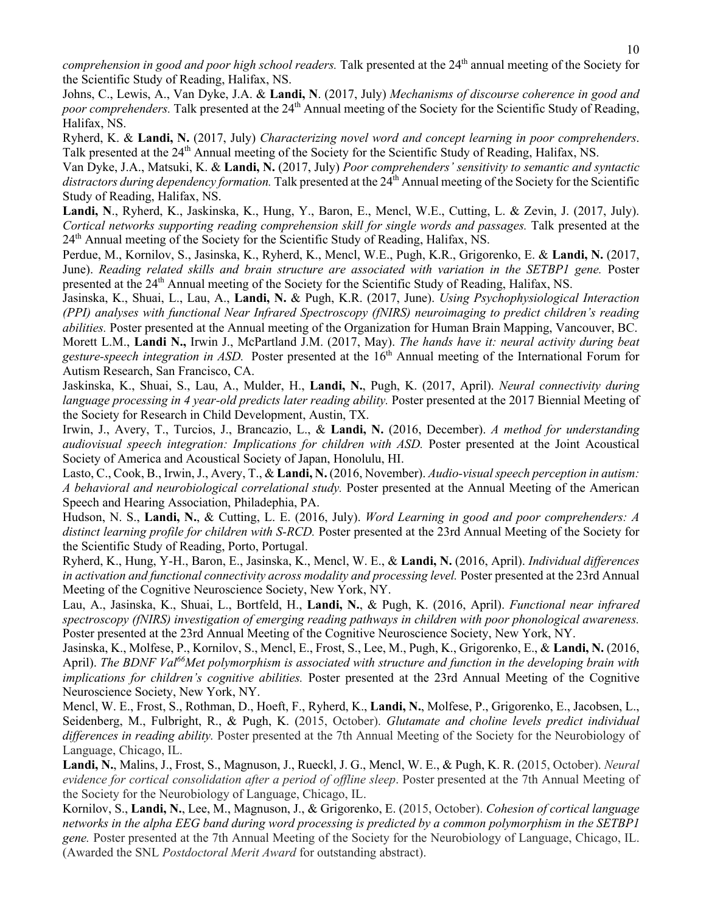*comprehension in good and poor high school readers.* Talk presented at the 24th annual meeting of the Society for the Scientific Study of Reading, Halifax, NS.

Johns, C., Lewis, A., Van Dyke, J.A. & **Landi, N**. (2017, July) *Mechanisms of discourse coherence in good and poor comprehenders.* Talk presented at the 24th Annual meeting of the Society for the Scientific Study of Reading, Halifax, NS.

Ryherd, K. & **Landi, N.** (2017, July) *Characterizing novel word and concept learning in poor comprehenders*. Talk presented at the 24th Annual meeting of the Society for the Scientific Study of Reading, Halifax, NS.

Van Dyke, J.A., Matsuki, K. & **Landi, N.** (2017, July) *Poor comprehenders' sensitivity to semantic and syntactic distractors during dependency formation.* Talk presented at the 24th Annual meeting of the Society for the Scientific Study of Reading, Halifax, NS.

**Landi, N**., Ryherd, K., Jaskinska, K., Hung, Y., Baron, E., Mencl, W.E., Cutting, L. & Zevin, J. (2017, July). *Cortical networks supporting reading comprehension skill for single words and passages.* Talk presented at the 24th Annual meeting of the Society for the Scientific Study of Reading, Halifax, NS.

Perdue, M., Kornilov, S., Jasinska, K., Ryherd, K., Mencl, W.E., Pugh, K.R., Grigorenko, E. & **Landi, N.** (2017, June). *Reading related skills and brain structure are associated with variation in the SETBP1 gene.* Poster presented at the 24th Annual meeting of the Society for the Scientific Study of Reading, Halifax, NS.

Jasinska, K., Shuai, L., Lau, A., **Landi, N.** & Pugh, K.R. (2017, June). *Using Psychophysiological Interaction (PPI) analyses with functional Near Infrared Spectroscopy (fNIRS) neuroimaging to predict children's reading abilities.* Poster presented at the Annual meeting of the Organization for Human Brain Mapping, Vancouver, BC.

Morett L.M., **Landi N.,** Irwin J., McPartland J.M. (2017, May). *The hands have it: neural activity during beat gesture-speech integration in ASD.* Poster presented at the 16th Annual meeting of the International Forum for Autism Research, San Francisco, CA.

Jaskinska, K., Shuai, S., Lau, A., Mulder, H., **Landi, N.**, Pugh, K. (2017, April). *Neural connectivity during language processing in 4 year-old predicts later reading ability.* Poster presented at the 2017 Biennial Meeting of the Society for Research in Child Development, Austin, TX.

Irwin, J., Avery, T., Turcios, J., Brancazio, L., & **Landi, N.** (2016, December). *A method for understanding audiovisual speech integration: Implications for children with ASD.* Poster presented at the Joint Acoustical Society of America and Acoustical Society of Japan, Honolulu, HI.

Lasto, C., Cook, B., Irwin, J., Avery, T., & **Landi, N.** (2016, November). *Audio-visual speech perception in autism: A behavioral and neurobiological correlational study.* Poster presented at the Annual Meeting of the American Speech and Hearing Association, Philadephia, PA.

Hudson, N. S., **Landi, N.**, & Cutting, L. E. (2016, July). *Word Learning in good and poor comprehenders: A distinct learning profile for children with S-RCD.* Poster presented at the 23rd Annual Meeting of the Society for the Scientific Study of Reading, Porto, Portugal.

Ryherd, K., Hung, Y-H., Baron, E., Jasinska, K., Mencl, W. E., & **Landi, N.** (2016, April). *Individual differences in activation and functional connectivity across modality and processing level.* Poster presented at the 23rd Annual Meeting of the Cognitive Neuroscience Society, New York, NY.

Lau, A., Jasinska, K., Shuai, L., Bortfeld, H., **Landi, N.**, & Pugh, K. (2016, April). *Functional near infrared spectroscopy (fNIRS) investigation of emerging reading pathways in children with poor phonological awareness.* Poster presented at the 23rd Annual Meeting of the Cognitive Neuroscience Society, New York, NY.

Jasinska, K., Molfese, P., Kornilov, S., Mencl, E., Frost, S., Lee, M., Pugh, K., Grigorenko, E., & **Landi, N.** (2016, April). *The BDNF Val66Met polymorphism is associated with structure and function in the developing brain with implications for children's cognitive abilities.* Poster presented at the 23rd Annual Meeting of the Cognitive Neuroscience Society, New York, NY.

Mencl, W. E., Frost, S., Rothman, D., Hoeft, F., Ryherd, K., **Landi, N.**, Molfese, P., Grigorenko, E., Jacobsen, L., Seidenberg, M., Fulbright, R., & Pugh, K. (2015, October). *Glutamate and choline levels predict individual differences in reading ability.* Poster presented at the 7th Annual Meeting of the Society for the Neurobiology of Language, Chicago, IL.

**Landi, N.**, Malins, J., Frost, S., Magnuson, J., Rueckl, J. G., Mencl, W. E., & Pugh, K. R. (2015, October). *Neural evidence for cortical consolidation after a period of offline sleep*. Poster presented at the 7th Annual Meeting of the Society for the Neurobiology of Language, Chicago, IL.

Kornilov, S., **Landi, N.**, Lee, M., Magnuson, J., & Grigorenko, E. (2015, October). *Cohesion of cortical language networks in the alpha EEG band during word processing is predicted by a common polymorphism in the SETBP1 gene.* Poster presented at the 7th Annual Meeting of the Society for the Neurobiology of Language, Chicago, IL. (Awarded the SNL *Postdoctoral Merit Award* for outstanding abstract).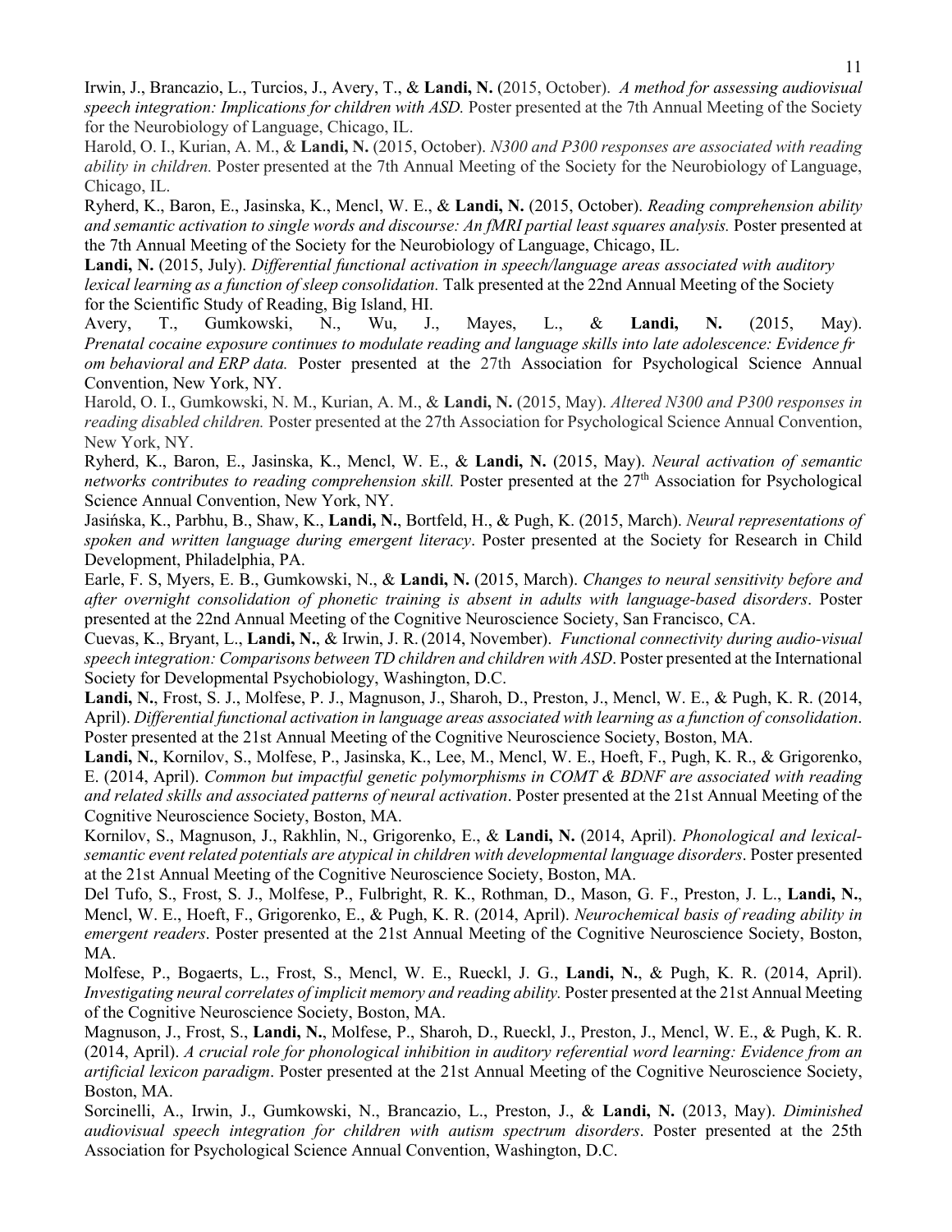Irwin, J., Brancazio, L., Turcios, J., Avery, T., & **Landi, N.** (2015, October). *A method for assessing audiovisual speech integration: Implications for children with ASD.* Poster presented at the 7th Annual Meeting of the Society for the Neurobiology of Language, Chicago, IL.

Harold, O. I., Kurian, A. M., & **Landi, N.** (2015, October). *N300 and P300 responses are associated with reading ability in children.* Poster presented at the 7th Annual Meeting of the Society for the Neurobiology of Language, Chicago, IL.

Ryherd, K., Baron, E., Jasinska, K., Mencl, W. E., & **Landi, N.** (2015, October). *Reading comprehension ability and semantic activation to single words and discourse: An fMRI partial least squares analysis.* Poster presented at the 7th Annual Meeting of the Society for the Neurobiology of Language, Chicago, IL.

**Landi, N.** (2015, July). *Differential functional activation in speech/language areas associated with auditory lexical learning as a function of sleep consolidation.* Talk presented at the 22nd Annual Meeting of the Society for the Scientific Study of Reading, Big Island, HI.

Avery, T., Gumkowski, N., Wu, J., Mayes, L., & **Landi, N.** (2015, May). *Prenatal cocaine exposure continues to modulate reading and language skills into late adolescence: Evidence fr om behavioral and ERP data.* Poster presented at the 27th Association for Psychological Science Annual Convention, New York, NY.

Harold, O. I., Gumkowski, N. M., Kurian, A. M., & **Landi, N.** (2015, May). *Altered N300 and P300 responses in reading disabled children.* Poster presented at the 27th Association for Psychological Science Annual Convention, New York, NY.

Ryherd, K., Baron, E., Jasinska, K., Mencl, W. E., & **Landi, N.** (2015, May). *Neural activation of semantic networks contributes to reading comprehension skill.* Poster presented at the 27th Association for Psychological Science Annual Convention, New York, NY.

Jasińska, K., Parbhu, B., Shaw, K., **Landi, N.**, Bortfeld, H., & Pugh, K. (2015, March). *Neural representations of spoken and written language during emergent literacy*. Poster presented at the Society for Research in Child Development, Philadelphia, PA.

Earle, F. S, Myers, E. B., Gumkowski, N., & **Landi, N.** (2015, March). *Changes to neural sensitivity before and after overnight consolidation of phonetic training is absent in adults with language-based disorders*. Poster presented at the 22nd Annual Meeting of the Cognitive Neuroscience Society, San Francisco, CA.

Cuevas, K., Bryant, L., **Landi, N.**, & Irwin, J. R. (2014, November). *Functional connectivity during audio-visual speech integration: Comparisons between TD children and children with ASD*. Poster presented at the International Society for Developmental Psychobiology, Washington, D.C.

**Landi, N.**, Frost, S. J., Molfese, P. J., Magnuson, J., Sharoh, D., Preston, J., Mencl, W. E., & Pugh, K. R. (2014, April). *Differential functional activation in language areas associated with learning as a function of consolidation*. Poster presented at the 21st Annual Meeting of the Cognitive Neuroscience Society, Boston, MA.

**Landi, N.**, Kornilov, S., Molfese, P., Jasinska, K., Lee, M., Mencl, W. E., Hoeft, F., Pugh, K. R., & Grigorenko, E. (2014, April). *Common but impactful genetic polymorphisms in COMT & BDNF are associated with reading and related skills and associated patterns of neural activation*. Poster presented at the 21st Annual Meeting of the Cognitive Neuroscience Society, Boston, MA.

Kornilov, S., Magnuson, J., Rakhlin, N., Grigorenko, E., & **Landi, N.** (2014, April). *Phonological and lexical-semantic event related potentials are atypical in children with developmental language disorders*. Poster presented at the 21st Annual Meeting of the Cognitive Neuroscience Society, Boston, MA.

Del Tufo, S., Frost, S. J., Molfese, P., Fulbright, R. K., Rothman, D., Mason, G. F., Preston, J. L., **Landi, N.**, Mencl, W. E., Hoeft, F., Grigorenko, E., & Pugh, K. R. (2014, April). *Neurochemical basis of reading ability in emergent readers*. Poster presented at the 21st Annual Meeting of the Cognitive Neuroscience Society, Boston, MA.

Molfese, P., Bogaerts, L., Frost, S., Mencl, W. E., Rueckl, J. G., **Landi, N.**, & Pugh, K. R. (2014, April). *Investigating neural correlates of implicit memory and reading ability.* Poster presented at the 21st Annual Meeting of the Cognitive Neuroscience Society, Boston, MA.

Magnuson, J., Frost, S., **Landi, N.**, Molfese, P., Sharoh, D., Rueckl, J., Preston, J., Mencl, W. E., & Pugh, K. R. (2014, April). *A crucial role for phonological inhibition in auditory referential word learning: Evidence from an artificial lexicon paradigm*. Poster presented at the 21st Annual Meeting of the Cognitive Neuroscience Society, Boston, MA.

Sorcinelli, A., Irwin, J., Gumkowski, N., Brancazio, L., Preston, J., & **Landi, N.** (2013, May). *Diminished audiovisual speech integration for children with autism spectrum disorders*. Poster presented at the 25th Association for Psychological Science Annual Convention, Washington, D.C.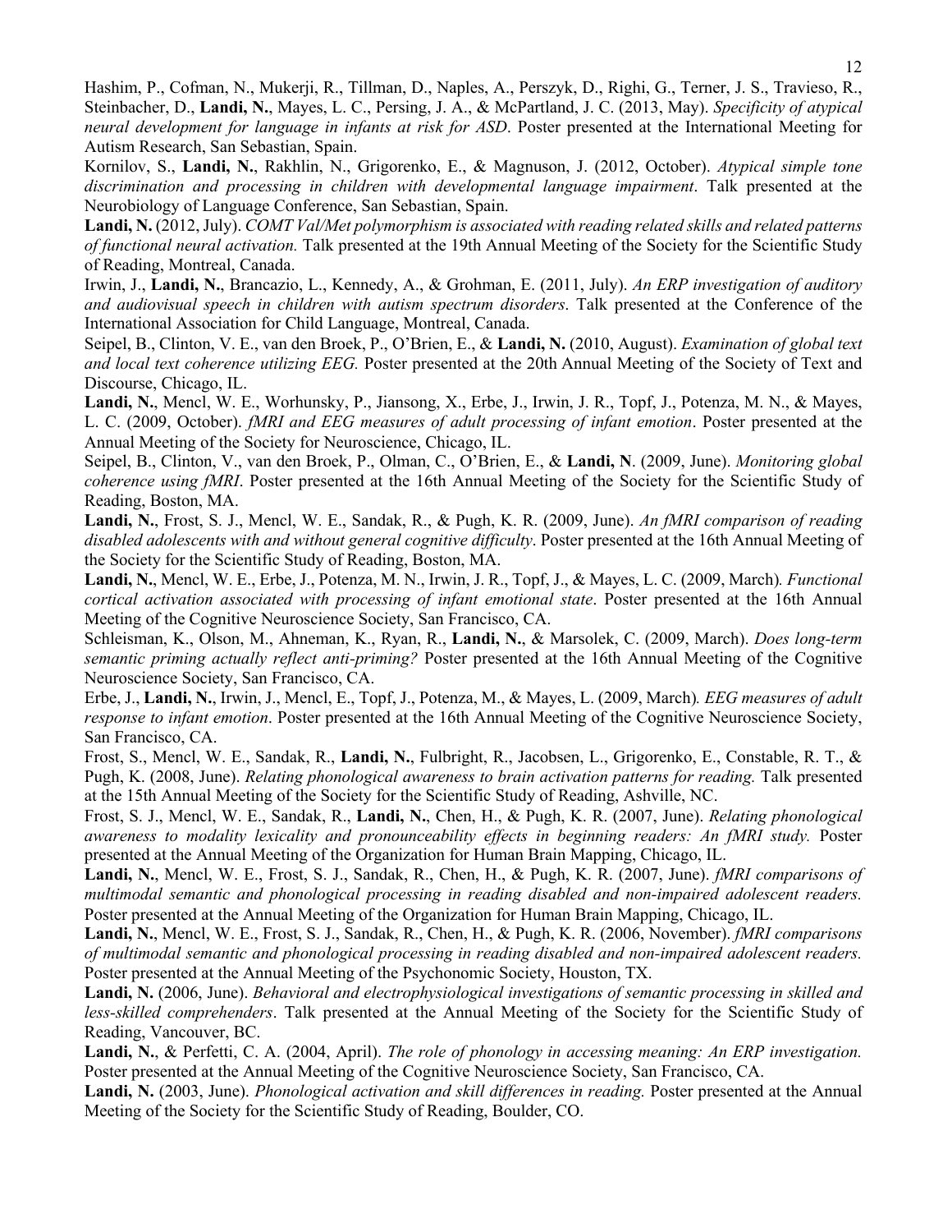Hashim, P., Cofman, N., Mukerji, R., Tillman, D., Naples, A., Perszyk, D., Righi, G., Terner, J. S., Travieso, R., Steinbacher, D., **Landi, N.**, Mayes, L. C., Persing, J. A., & McPartland, J. C. (2013, May). *Specificity of atypical neural development for language in infants at risk for ASD*. Poster presented at the International Meeting for Autism Research, San Sebastian, Spain.

Kornilov, S., **Landi, N.**, Rakhlin, N., Grigorenko, E., & Magnuson, J. (2012, October). *Atypical simple tone discrimination and processing in children with developmental language impairment*. Talk presented at the Neurobiology of Language Conference, San Sebastian, Spain.

**Landi, N.** (2012, July). *COMT Val/Met polymorphism is associated with reading related skills and related patterns of functional neural activation.* Talk presented at the 19th Annual Meeting of the Society for the Scientific Study of Reading, Montreal, Canada.

Irwin, J., **Landi, N.**, Brancazio, L., Kennedy, A., & Grohman, E. (2011, July). *An ERP investigation of auditory and audiovisual speech in children with autism spectrum disorders*. Talk presented at the Conference of the International Association for Child Language, Montreal, Canada.

Seipel, B., Clinton, V. E., van den Broek, P., O'Brien, E., & **Landi, N.** (2010, August). *Examination of global text and local text coherence utilizing EEG.* Poster presented at the 20th Annual Meeting of the Society of Text and Discourse, Chicago, IL.

**Landi, N.**, Mencl, W. E., Worhunsky, P., Jiansong, X., Erbe, J., Irwin, J. R., Topf, J., Potenza, M. N., & Mayes, L. C. (2009, October). *fMRI and EEG measures of adult processing of infant emotion*. Poster presented at the Annual Meeting of the Society for Neuroscience, Chicago, IL.

Seipel, B., Clinton, V., van den Broek, P., Olman, C., O'Brien, E., & **Landi, N**. (2009, June). *Monitoring global coherence using fMRI*. Poster presented at the 16th Annual Meeting of the Society for the Scientific Study of Reading, Boston, MA.

**Landi, N.**, Frost, S. J., Mencl, W. E., Sandak, R., & Pugh, K. R. (2009, June). *An fMRI comparison of reading disabled adolescents with and without general cognitive difficulty*. Poster presented at the 16th Annual Meeting of the Society for the Scientific Study of Reading, Boston, MA.

**Landi, N.**, Mencl, W. E., Erbe, J., Potenza, M. N., Irwin, J. R., Topf, J., & Mayes, L. C. (2009, March). *Functional cortical activation associated with processing of infant emotional state*. Poster presented at the 16th Annual Meeting of the Cognitive Neuroscience Society, San Francisco, CA.

Schleisman, K., Olson, M., Ahneman, K., Ryan, R., **Landi, N.**, & Marsolek, C. (2009, March). *Does long-term semantic priming actually reflect anti-priming?* Poster presented at the 16th Annual Meeting of the Cognitive Neuroscience Society, San Francisco, CA.

Erbe, J., **Landi, N.**, Irwin, J., Mencl, E., Topf, J., Potenza, M., & Mayes, L. (2009, March). *EEG measures of adult response to infant emotion*. Poster presented at the 16th Annual Meeting of the Cognitive Neuroscience Society, San Francisco, CA.

Frost, S., Mencl, W. E., Sandak, R., **Landi, N.**, Fulbright, R., Jacobsen, L., Grigorenko, E., Constable, R. T., & Pugh, K. (2008, June). *Relating phonological awareness to brain activation patterns for reading.* Talk presented at the 15th Annual Meeting of the Society for the Scientific Study of Reading, Ashville, NC.

Frost, S. J., Mencl, W. E., Sandak, R., **Landi, N.**, Chen, H., & Pugh, K. R. (2007, June). *Relating phonological awareness to modality lexicality and pronounceability effects in beginning readers: An fMRI study.* Poster presented at the Annual Meeting of the Organization for Human Brain Mapping, Chicago, IL.

**Landi, N.**, Mencl, W. E., Frost, S. J., Sandak, R., Chen, H., & Pugh, K. R. (2007, June). *fMRI comparisons of multimodal semantic and phonological processing in reading disabled and non-impaired adolescent readers.* Poster presented at the Annual Meeting of the Organization for Human Brain Mapping, Chicago, IL.

**Landi, N.**, Mencl, W. E., Frost, S. J., Sandak, R., Chen, H., & Pugh, K. R. (2006, November). *fMRI comparisons of multimodal semantic and phonological processing in reading disabled and non-impaired adolescent readers.* Poster presented at the Annual Meeting of the Psychonomic Society, Houston, TX.

**Landi, N.** (2006, June). *Behavioral and electrophysiological investigations of semantic processing in skilled and less-skilled comprehenders*. Talk presented at the Annual Meeting of the Society for the Scientific Study of Reading, Vancouver, BC.

**Landi, N.**, & Perfetti, C. A. (2004, April). *The role of phonology in accessing meaning: An ERP investigation.* Poster presented at the Annual Meeting of the Cognitive Neuroscience Society, San Francisco, CA.

**Landi, N.** (2003, June). *Phonological activation and skill differences in reading.* Poster presented at the Annual Meeting of the Society for the Scientific Study of Reading, Boulder, CO.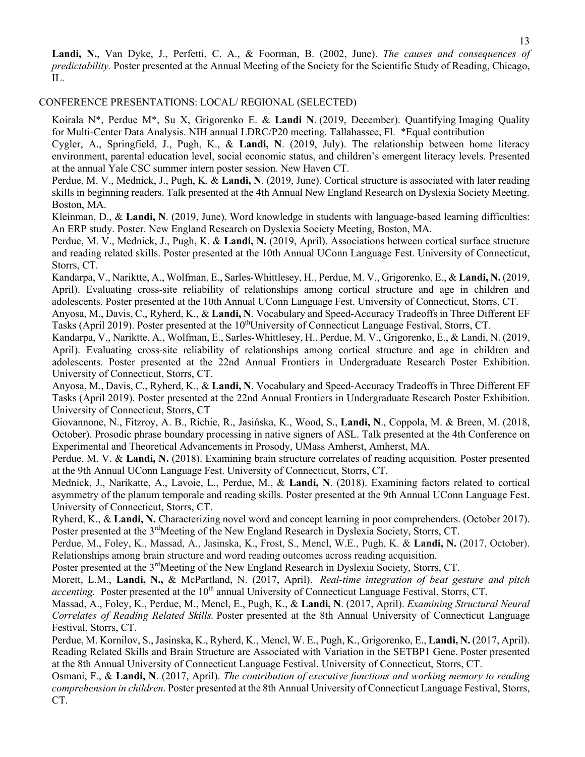**Landi, N.**, Van Dyke, J., Perfetti, C. A., & Foorman, B. (2002, June). *The causes and consequences of predictability.* Poster presented at the Annual Meeting of the Society for the Scientific Study of Reading, Chicago, IL.

## CONFERENCE PRESENTATIONS: LOCAL/ REGIONAL (SELECTED)

Koirala N\*, Perdue M\*, Su X, Grigorenko E. & **Landi N**. (2019, December). Quantifying Imaging Quality for Multi-Center Data Analysis. NIH annual LDRC/P20 meeting. Tallahassee, Fl. \*Equal contribution

Cygler, A., Springfield, J., Pugh, K., & **Landi, N**. (2019, July). The relationship between home literacy environment, parental education level, social economic status, and children's emergent literacy levels. Presented at the annual Yale CSC summer intern poster session. New Haven CT.

Perdue, M. V., Mednick, J., Pugh, K. & **Landi, N**. (2019, June). Cortical structure is associated with later reading skills in beginning readers. Talk presented at the 4th Annual New England Research on Dyslexia Society Meeting. Boston, MA.

Kleinman, D., & **Landi, N**. (2019, June). Word knowledge in students with language-based learning difficulties: An ERP study. Poster. New England Research on Dyslexia Society Meeting, Boston, MA.

Perdue, M. V., Mednick, J., Pugh, K. & **Landi, N.** (2019, April). Associations between cortical surface structure and reading related skills. Poster presented at the 10th Annual UConn Language Fest. University of Connecticut, Storrs, CT.

Kandarpa, V., Nariktte, A., Wolfman, E., Sarles-Whittlesey, H., Perdue, M. V., Grigorenko, E., & **Landi, N.** (2019, April). Evaluating cross-site reliability of relationships among cortical structure and age in children and adolescents. Poster presented at the 10th Annual UConn Language Fest. University of Connecticut, Storrs, CT.

Anyosa, M., Davis, C., Ryherd, K., & **Landi, N**. Vocabulary and Speed-Accuracy Tradeoffs in Three Different EF Tasks (April 2019). Poster presented at the 10th University of Connecticut Language Festival, Storrs, CT.

Kandarpa, V., Nariktte, A., Wolfman, E., Sarles-Whittlesey, H., Perdue, M. V., Grigorenko, E., & Landi, N. (2019, April). Evaluating cross-site reliability of relationships among cortical structure and age in children and adolescents. Poster presented at the 22nd Annual Frontiers in Undergraduate Research Poster Exhibition. University of Connecticut, Storrs, CT.

Anyosa, M., Davis, C., Ryherd, K., & **Landi, N**. Vocabulary and Speed-Accuracy Tradeoffs in Three Different EF Tasks (April 2019). Poster presented at the 22nd Annual Frontiers in Undergraduate Research Poster Exhibition. University of Connecticut, Storrs, CT

Giovannone, N., Fitzroy, A. B., Richie, R., Jasińska, K., Wood, S., **Landi, N**., Coppola, M. & Breen, M. (2018, October). Prosodic phrase boundary processing in native signers of ASL. Talk presented at the 4th Conference on Experimental and Theoretical Advancements in Prosody, UMass Amherst, Amherst, MA.

Perdue, M. V. & **Landi, N.** (2018). Examining brain structure correlates of reading acquisition. Poster presented at the 9th Annual UConn Language Fest. University of Connecticut, Storrs, CT.

Mednick, J., Narikatte, A., Lavoie, L., Perdue, M., & **Landi, N**. (2018). Examining factors related to cortical asymmetry of the planum temporale and reading skills. Poster presented at the 9th Annual UConn Language Fest. University of Connecticut, Storrs, CT.

Ryherd, K., & **Landi, N.** Characterizing novel word and concept learning in poor comprehenders. (October 2017). Poster presented at the 3rd Meeting of the New England Research in Dyslexia Society, Storrs, CT.

Perdue, M., Foley, K., Massad, A., Jasinska, K., Frost, S., Mencl, W.E., Pugh, K. & **Landi, N.** (2017, October). Relationships among brain structure and word reading outcomes across reading acquisition.

Poster presented at the 3rd Meeting of the New England Research in Dyslexia Society, Storrs, CT.

Morett, L.M., **Landi, N.,** & McPartland, N. (2017, April). *Real-time integration of beat gesture and pitch accenting.* Poster presented at the 10th annual University of Connecticut Language Festival, Storrs, CT.

Massad, A., Foley, K., Perdue, M., Mencl, E., Pugh, K., & **Landi, N**. (2017, April). *Examining Structural Neural Correlates of Reading Related Skills.* Poster presented at the 8th Annual University of Connecticut Language Festival, Storrs, CT.

Perdue, M. Kornilov, S., Jasinska, K., Ryherd, K., Mencl, W. E., Pugh, K., Grigorenko, E., **Landi, N.** (2017, April). Reading Related Skills and Brain Structure are Associated with Variation in the SETBP1 Gene. Poster presented at the 8th Annual University of Connecticut Language Festival. University of Connecticut, Storrs, CT.

Osmani, F., & **Landi, N**. (2017, April). *The contribution of executive functions and working memory to reading comprehension in children*. Poster presented at the 8th Annual University of Connecticut Language Festival, Storrs, CT.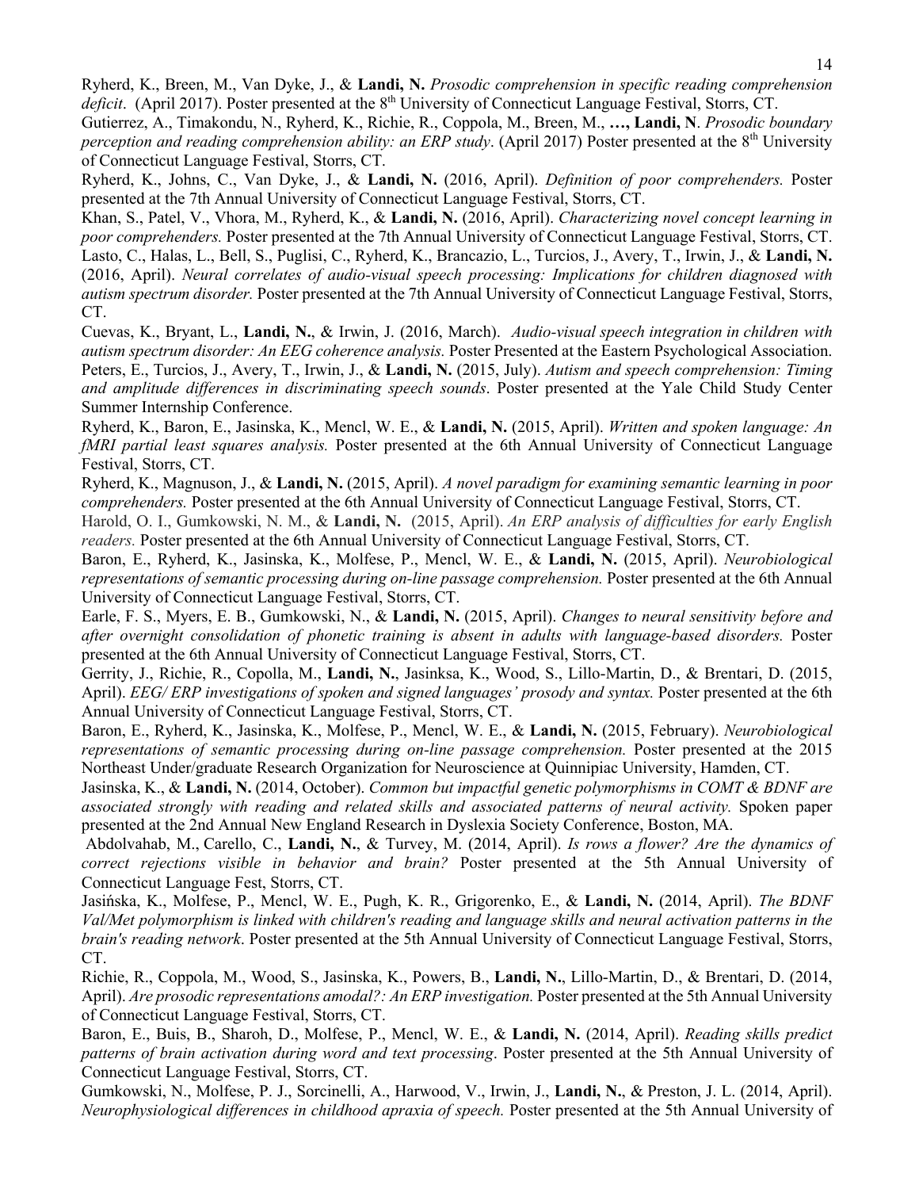Ryherd, K., Breen, M., Van Dyke, J., & **Landi, N.** *Prosodic comprehension in specific reading comprehension deficit*. (April 2017). Poster presented at the 8th University of Connecticut Language Festival, Storrs, CT.

Gutierrez, A., Timakondu, N., Ryherd, K., Richie, R., Coppola, M., Breen, M., **…, Landi, N**. *Prosodic boundary perception and reading comprehension ability: an ERP study*. (April 2017) Poster presented at the 8th University of Connecticut Language Festival, Storrs, CT.

Ryherd, K., Johns, C., Van Dyke, J., & **Landi, N.** (2016, April). *Definition of poor comprehenders.* Poster presented at the 7th Annual University of Connecticut Language Festival, Storrs, CT.

Khan, S., Patel, V., Vhora, M., Ryherd, K., & **Landi, N.** (2016, April). *Characterizing novel concept learning in poor comprehenders.* Poster presented at the 7th Annual University of Connecticut Language Festival, Storrs, CT.

Lasto, C., Halas, L., Bell, S., Puglisi, C., Ryherd, K., Brancazio, L., Turcios, J., Avery, T., Irwin, J., & **Landi, N.** (2016, April). *Neural correlates of audio-visual speech processing: Implications for children diagnosed with autism spectrum disorder.* Poster presented at the 7th Annual University of Connecticut Language Festival, Storrs, CT.

Cuevas, K., Bryant, L., **Landi, N.**, & Irwin, J. (2016, March). *Audio-visual speech integration in children with autism spectrum disorder: An EEG coherence analysis.* Poster Presented at the Eastern Psychological Association.

Peters, E., Turcios, J., Avery, T., Irwin, J., & **Landi, N.** (2015, July). *Autism and speech comprehension: Timing and amplitude differences in discriminating speech sounds*. Poster presented at the Yale Child Study Center Summer Internship Conference.

Ryherd, K., Baron, E., Jasinska, K., Mencl, W. E., & **Landi, N.** (2015, April). *Written and spoken language: An fMRI partial least squares analysis.* Poster presented at the 6th Annual University of Connecticut Language Festival, Storrs, CT.

Ryherd, K., Magnuson, J., & **Landi, N.** (2015, April). *A novel paradigm for examining semantic learning in poor comprehenders.* Poster presented at the 6th Annual University of Connecticut Language Festival, Storrs, CT.

Harold, O. I., Gumkowski, N. M., & **Landi, N.** (2015, April). *An ERP analysis of difficulties for early English readers.* Poster presented at the 6th Annual University of Connecticut Language Festival, Storrs, CT.

Baron, E., Ryherd, K., Jasinska, K., Molfese, P., Mencl, W. E., & **Landi, N.** (2015, April). *Neurobiological representations of semantic processing during on-line passage comprehension.* Poster presented at the 6th Annual University of Connecticut Language Festival, Storrs, CT.

Earle, F. S., Myers, E. B., Gumkowski, N., & **Landi, N.** (2015, April). *Changes to neural sensitivity before and after overnight consolidation of phonetic training is absent in adults with language-based disorders.* Poster presented at the 6th Annual University of Connecticut Language Festival, Storrs, CT.

Gerrity, J., Richie, R., Copolla, M., **Landi, N.**, Jasinksa, K., Wood, S., Lillo-Martin, D., & Brentari, D. (2015, April). *EEG/ ERP investigations of spoken and signed languages' prosody and syntax.* Poster presented at the 6th Annual University of Connecticut Language Festival, Storrs, CT.

Baron, E., Ryherd, K., Jasinska, K., Molfese, P., Mencl, W. E., & **Landi, N.** (2015, February). *Neurobiological representations of semantic processing during on-line passage comprehension.* Poster presented at the 2015 Northeast Under/graduate Research Organization for Neuroscience at Quinnipiac University, Hamden, CT.

Jasinska, K., & **Landi, N.** (2014, October). *Common but impactful genetic polymorphisms in COMT & BDNF are associated strongly with reading and related skills and associated patterns of neural activity.* Spoken paper presented at the 2nd Annual New England Research in Dyslexia Society Conference, Boston, MA.

Abdolvahab, M., Carello, C., **Landi, N.**, & Turvey, M. (2014, April). *Is rows a flower? Are the dynamics of correct rejections visible in behavior and brain?* Poster presented at the 5th Annual University of Connecticut Language Fest, Storrs, CT.

Jasińska, K., Molfese, P., Mencl, W. E., Pugh, K. R., Grigorenko, E., & **Landi, N.** (2014, April). *The BDNF Val/Met polymorphism is linked with children's reading and language skills and neural activation patterns in the brain's reading network*. Poster presented at the 5th Annual University of Connecticut Language Festival, Storrs, CT.

Richie, R., Coppola, M., Wood, S., Jasinska, K., Powers, B., **Landi, N.**, Lillo-Martin, D., & Brentari, D. (2014, April). *Are prosodic representations amodal?: An ERP investigation.* Poster presented at the 5th Annual University of Connecticut Language Festival, Storrs, CT.

Baron, E., Buis, B., Sharoh, D., Molfese, P., Mencl, W. E., & **Landi, N.** (2014, April). *Reading skills predict patterns of brain activation during word and text processing*. Poster presented at the 5th Annual University of Connecticut Language Festival, Storrs, CT.

Gumkowski, N., Molfese, P. J., Sorcinelli, A., Harwood, V., Irwin, J., **Landi, N.**, & Preston, J. L. (2014, April). *Neurophysiological differences in childhood apraxia of speech.* Poster presented at the 5th Annual University of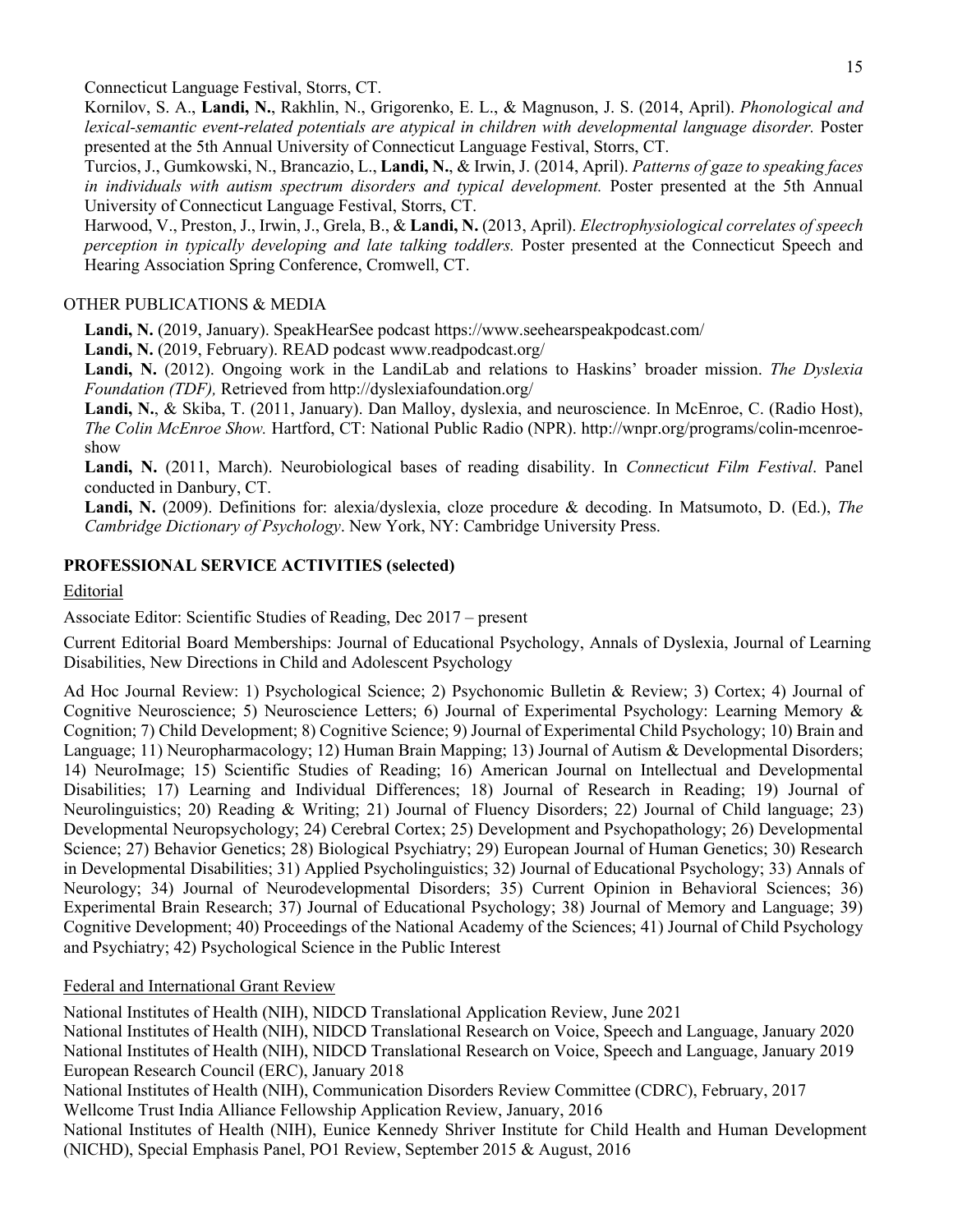Connecticut Language Festival, Storrs, CT.

Kornilov, S. A., **Landi, N.**, Rakhlin, N., Grigorenko, E. L., & Magnuson, J. S. (2014, April). *Phonological and lexical-semantic event-related potentials are atypical in children with developmental language disorder.* Poster presented at the 5th Annual University of Connecticut Language Festival, Storrs, CT.

Turcios, J., Gumkowski, N., Brancazio, L., **Landi, N.**, & Irwin, J. (2014, April). *Patterns of gaze to speaking faces in individuals with autism spectrum disorders and typical development.* Poster presented at the 5th Annual University of Connecticut Language Festival, Storrs, CT.

Harwood, V., Preston, J., Irwin, J., Grela, B., & **Landi, N.** (2013, April). *Electrophysiological correlates of speech perception in typically developing and late talking toddlers.* Poster presented at the Connecticut Speech and Hearing Association Spring Conference, Cromwell, CT.

OTHER PUBLICATIONS & MEDIA

**Landi, N.** (2019, January). SpeakHearSee podcast https://www.seehearspeakpodcast.com/

**Landi, N.** (2019, February). READ podcast www.readpodcast.org/

**Landi, N.** (2012). Ongoing work in the LandiLab and relations to Haskins' broader mission. *The Dyslexia Foundation (TDF),* Retrieved from http://dyslexiafoundation.org/

**Landi, N.**, & Skiba, T. (2011, January). Dan Malloy, dyslexia, and neuroscience. In McEnroe, C. (Radio Host), *The Colin McEnroe Show.* Hartford, CT: National Public Radio (NPR). http://wnpr.org/programs/colin-mcenroe-show

**Landi, N.** (2011, March). Neurobiological bases of reading disability. In *Connecticut Film Festival*. Panel conducted in Danbury, CT.

**Landi, N.** (2009). Definitions for: alexia/dyslexia, cloze procedure & decoding. In Matsumoto, D. (Ed.), *The Cambridge Dictionary of Psychology*. New York, NY: Cambridge University Press.

## PROFESSIONAL SERVICE ACTIVITIES (selected)

Editorial

Associate Editor: Scientific Studies of Reading, Dec 2017 – present

Current Editorial Board Memberships: Journal of Educational Psychology, Annals of Dyslexia, Journal of Learning Disabilities, New Directions in Child and Adolescent Psychology

Ad Hoc Journal Review: 1) Psychological Science; 2) Psychonomic Bulletin & Review; 3) Cortex; 4) Journal of Cognitive Neuroscience; 5) Neuroscience Letters; 6) Journal of Experimental Psychology: Learning Memory & Cognition; 7) Child Development; 8) Cognitive Science; 9) Journal of Experimental Child Psychology; 10) Brain and Language; 11) Neuropharmacology; 12) Human Brain Mapping; 13) Journal of Autism & Developmental Disorders; 14) NeuroImage; 15) Scientific Studies of Reading; 16) American Journal on Intellectual and Developmental Disabilities; 17) Learning and Individual Differences; 18) Journal of Research in Reading; 19) Journal of Neurolinguistics; 20) Reading & Writing; 21) Journal of Fluency Disorders; 22) Journal of Child language; 23) Developmental Neuropsychology; 24) Cerebral Cortex; 25) Development and Psychopathology; 26) Developmental Science; 27) Behavior Genetics; 28) Biological Psychiatry; 29) European Journal of Human Genetics; 30) Research in Developmental Disabilities; 31) Applied Psycholinguistics; 32) Journal of Educational Psychology; 33) Annals of Neurology; 34) Journal of Neurodevelopmental Disorders; 35) Current Opinion in Behavioral Sciences; 36) Experimental Brain Research; 37) Journal of Educational Psychology; 38) Journal of Memory and Language; 39) Cognitive Development; 40) Proceedings of the National Academy of the Sciences; 41) Journal of Child Psychology and Psychiatry; 42) Psychological Science in the Public Interest

Federal and International Grant Review

National Institutes of Health (NIH), NIDCD Translational Application Review, June 2021

National Institutes of Health (NIH), NIDCD Translational Research on Voice, Speech and Language, January 2020

National Institutes of Health (NIH), NIDCD Translational Research on Voice, Speech and Language, January 2019

European Research Council (ERC), January 2018

National Institutes of Health (NIH), Communication Disorders Review Committee (CDRC), February, 2017

Wellcome Trust India Alliance Fellowship Application Review, January, 2016

National Institutes of Health (NIH), Eunice Kennedy Shriver Institute for Child Health and Human Development (NICHD), Special Emphasis Panel, PO1 Review, September 2015 & August, 2016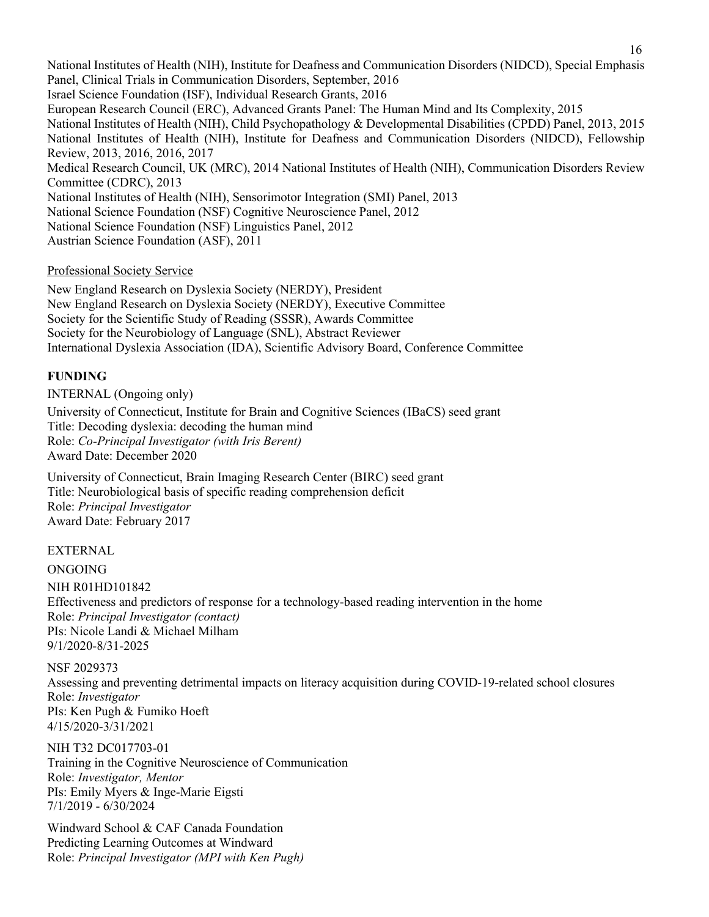National Institutes of Health (NIH), Institute for Deafness and Communication Disorders (NIDCD), Special Emphasis Panel, Clinical Trials in Communication Disorders, September, 2016
Israel Science Foundation (ISF), Individual Research Grants, 2016
European Research Council (ERC), Advanced Grants Panel: The Human Mind and Its Complexity, 2015
National Institutes of Health (NIH), Child Psychopathology & Developmental Disabilities (CPDD) Panel, 2013, 2015
National Institutes of Health (NIH), Institute for Deafness and Communication Disorders (NIDCD), Fellowship Review, 2013, 2016, 2016, 2017
Medical Research Council, UK (MRC), 2014 National Institutes of Health (NIH), Communication Disorders Review Committee (CDRC), 2013
National Institutes of Health (NIH), Sensorimotor Integration (SMI) Panel, 2013
National Science Foundation (NSF) Cognitive Neuroscience Panel, 2012
National Science Foundation (NSF) Linguistics Panel, 2012
Austrian Science Foundation (ASF), 2011

Professional Society Service

New England Research on Dyslexia Society (NERDY), President
New England Research on Dyslexia Society (NERDY), Executive Committee
Society for the Scientific Study of Reading (SSSR), Awards Committee
Society for the Neurobiology of Language (SNL), Abstract Reviewer
International Dyslexia Association (IDA), Scientific Advisory Board, Conference Committee

## FUNDING

INTERNAL (Ongoing only)

University of Connecticut, Institute for Brain and Cognitive Sciences (IBaCS) seed grant
Title: Decoding dyslexia: decoding the human mind
Role: *Co-Principal Investigator (with Iris Berent)*
Award Date: December 2020

University of Connecticut, Brain Imaging Research Center (BIRC) seed grant
Title: Neurobiological basis of specific reading comprehension deficit
Role: *Principal Investigator*
Award Date: February 2017

EXTERNAL

ONGOING

NIH R01HD101842
Effectiveness and predictors of response for a technology-based reading intervention in the home
Role: *Principal Investigator (contact)*
PIs: Nicole Landi & Michael Milham
9/1/2020-8/31-2025

NSF 2029373
Assessing and preventing detrimental impacts on literacy acquisition during COVID-19-related school closures
Role: *Investigator*
PIs: Ken Pugh & Fumiko Hoeft
4/15/2020-3/31/2021

NIH T32 DC017703-01
Training in the Cognitive Neuroscience of Communication
Role: *Investigator, Mentor*
PIs: Emily Myers & Inge-Marie Eigsti
7/1/2019 - 6/30/2024

Windward School & CAF Canada Foundation
Predicting Learning Outcomes at Windward
Role: *Principal Investigator (MPI with Ken Pugh)*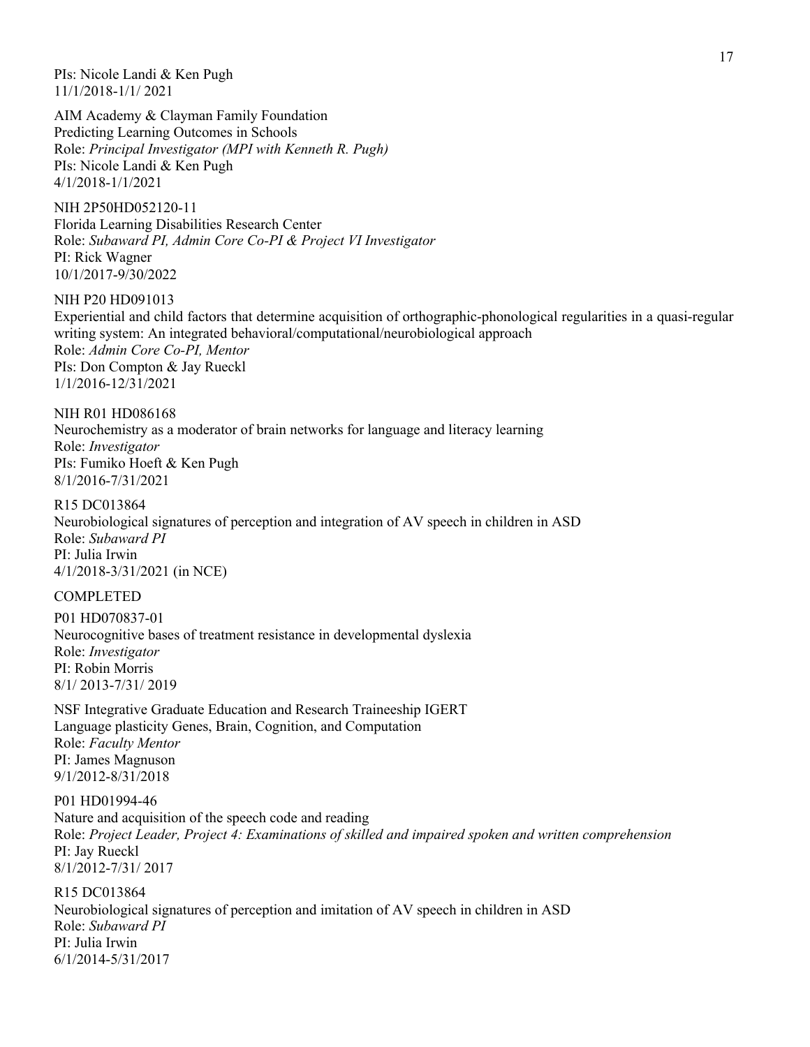PIs: Nicole Landi & Ken Pugh
11/1/2018-1/1/ 2021

AIM Academy & Clayman Family Foundation
Predicting Learning Outcomes in Schools
Role: *Principal Investigator (MPI with Kenneth R. Pugh)*
PIs: Nicole Landi & Ken Pugh
4/1/2018-1/1/2021

NIH 2P50HD052120-11
Florida Learning Disabilities Research Center
Role: *Subaward PI, Admin Core Co-PI & Project VI Investigator*
PI: Rick Wagner
10/1/2017-9/30/2022

NIH P20 HD091013
Experiential and child factors that determine acquisition of orthographic-phonological regularities in a quasi-regular writing system: An integrated behavioral/computational/neurobiological approach
Role: *Admin Core Co-PI, Mentor*
PIs: Don Compton & Jay Rueckl
1/1/2016-12/31/2021

NIH R01 HD086168
Neurochemistry as a moderator of brain networks for language and literacy learning
Role: *Investigator*
PIs: Fumiko Hoeft & Ken Pugh
8/1/2016-7/31/2021

R15 DC013864
Neurobiological signatures of perception and integration of AV speech in children in ASD
Role: *Subaward PI*
PI: Julia Irwin
4/1/2018-3/31/2021 (in NCE)

COMPLETED

P01 HD070837-01
Neurocognitive bases of treatment resistance in developmental dyslexia
Role: *Investigator*
PI: Robin Morris
8/1/ 2013-7/31/ 2019

NSF Integrative Graduate Education and Research Traineeship IGERT
Language plasticity Genes, Brain, Cognition, and Computation
Role: *Faculty Mentor*
PI: James Magnuson
9/1/2012-8/31/2018

P01 HD01994-46
Nature and acquisition of the speech code and reading
Role: *Project Leader, Project 4: Examinations of skilled and impaired spoken and written comprehension*
PI: Jay Rueckl
8/1/2012-7/31/ 2017

R15 DC013864
Neurobiological signatures of perception and imitation of AV speech in children in ASD
Role: *Subaward PI*
PI: Julia Irwin
6/1/2014-5/31/2017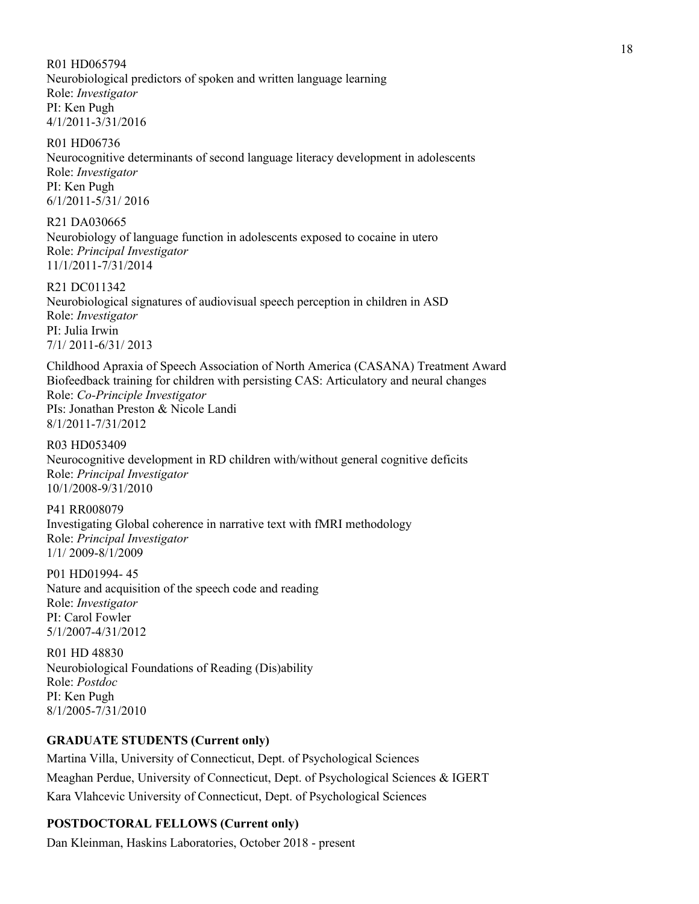R01 HD065794
Neurobiological predictors of spoken and written language learning
Role: *Investigator*
PI: Ken Pugh
4/1/2011-3/31/2016

R01 HD06736
Neurocognitive determinants of second language literacy development in adolescents
Role: *Investigator*
PI: Ken Pugh
6/1/2011-5/31/ 2016

R21 DA030665
Neurobiology of language function in adolescents exposed to cocaine in utero
Role: *Principal Investigator*
11/1/2011-7/31/2014

R21 DC011342
Neurobiological signatures of audiovisual speech perception in children in ASD
Role: *Investigator*
PI: Julia Irwin
7/1/ 2011-6/31/ 2013

Childhood Apraxia of Speech Association of North America (CASANA) Treatment Award
Biofeedback training for children with persisting CAS: Articulatory and neural changes
Role: *Co-Principle Investigator*
PIs: Jonathan Preston & Nicole Landi
8/1/2011-7/31/2012

R03 HD053409
Neurocognitive development in RD children with/without general cognitive deficits
Role: *Principal Investigator*
10/1/2008-9/31/2010

P41 RR008079
Investigating Global coherence in narrative text with fMRI methodology
Role: *Principal Investigator*
1/1/ 2009-8/1/2009

P01 HD01994- 45
Nature and acquisition of the speech code and reading
Role: *Investigator*
PI: Carol Fowler
5/1/2007-4/31/2012

R01 HD 48830
Neurobiological Foundations of Reading (Dis)ability
Role: *Postdoc*
PI: Ken Pugh
8/1/2005-7/31/2010

**GRADUATE STUDENTS (Current only)**

Martina Villa, University of Connecticut, Dept. of Psychological Sciences

Meaghan Perdue, University of Connecticut, Dept. of Psychological Sciences & IGERT

Kara Vlahcevic University of Connecticut, Dept. of Psychological Sciences

**POSTDOCTORAL FELLOWS (Current only)**

Dan Kleinman, Haskins Laboratories, October 2018 - present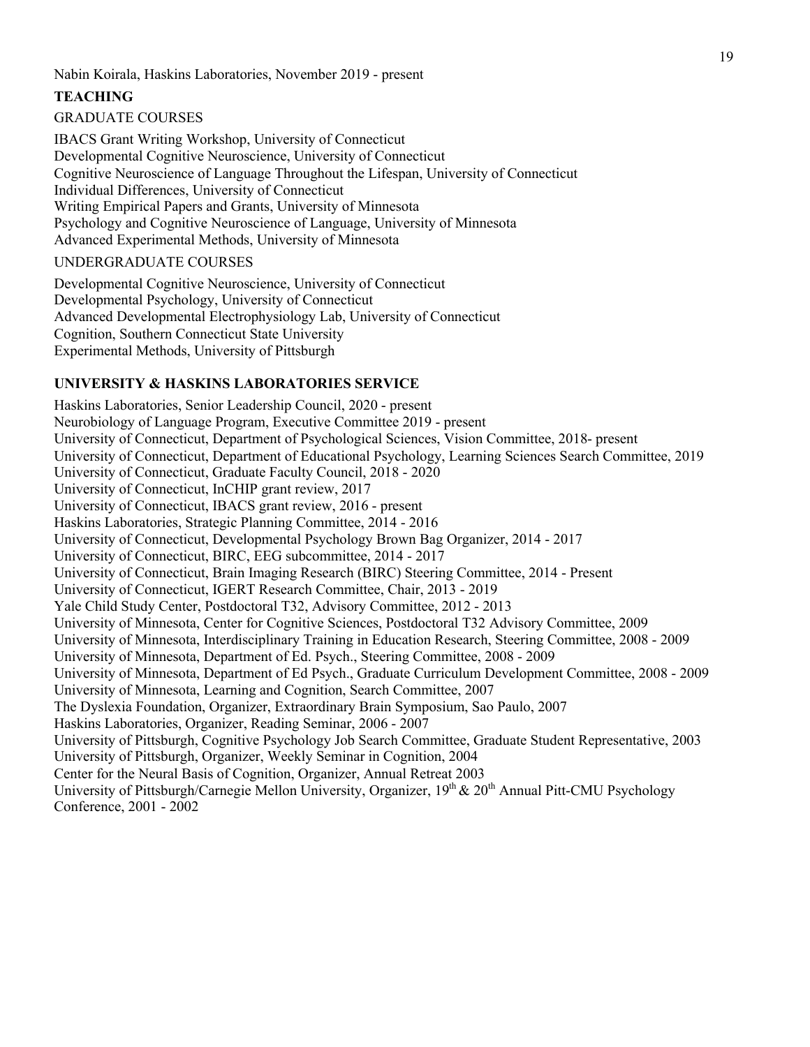Nabin Koirala, Haskins Laboratories, November 2019 - present

## TEACHING

### GRADUATE COURSES

IBACS Grant Writing Workshop, University of Connecticut
Developmental Cognitive Neuroscience, University of Connecticut
Cognitive Neuroscience of Language Throughout the Lifespan, University of Connecticut
Individual Differences, University of Connecticut
Writing Empirical Papers and Grants, University of Minnesota
Psychology and Cognitive Neuroscience of Language, University of Minnesota
Advanced Experimental Methods, University of Minnesota

### UNDERGRADUATE COURSES

Developmental Cognitive Neuroscience, University of Connecticut
Developmental Psychology, University of Connecticut
Advanced Developmental Electrophysiology Lab, University of Connecticut
Cognition, Southern Connecticut State University
Experimental Methods, University of Pittsburgh

## UNIVERSITY & HASKINS LABORATORIES SERVICE

Haskins Laboratories, Senior Leadership Council, 2020 - present
Neurobiology of Language Program, Executive Committee 2019 - present
University of Connecticut, Department of Psychological Sciences, Vision Committee, 2018- present
University of Connecticut, Department of Educational Psychology, Learning Sciences Search Committee, 2019
University of Connecticut, Graduate Faculty Council, 2018 - 2020
University of Connecticut, InCHIP grant review, 2017
University of Connecticut, IBACS grant review, 2016 - present
Haskins Laboratories, Strategic Planning Committee, 2014 - 2016
University of Connecticut, Developmental Psychology Brown Bag Organizer, 2014 - 2017
University of Connecticut, BIRC, EEG subcommittee, 2014 - 2017
University of Connecticut, Brain Imaging Research (BIRC) Steering Committee, 2014 - Present
University of Connecticut, IGERT Research Committee, Chair, 2013 - 2019
Yale Child Study Center, Postdoctoral T32, Advisory Committee, 2012 - 2013
University of Minnesota, Center for Cognitive Sciences, Postdoctoral T32 Advisory Committee, 2009
University of Minnesota, Interdisciplinary Training in Education Research, Steering Committee, 2008 - 2009
University of Minnesota, Department of Ed. Psych., Steering Committee, 2008 - 2009
University of Minnesota, Department of Ed Psych., Graduate Curriculum Development Committee, 2008 - 2009
University of Minnesota, Learning and Cognition, Search Committee, 2007
The Dyslexia Foundation, Organizer, Extraordinary Brain Symposium, Sao Paulo, 2007
Haskins Laboratories, Organizer, Reading Seminar, 2006 - 2007
University of Pittsburgh, Cognitive Psychology Job Search Committee, Graduate Student Representative, 2003
University of Pittsburgh, Organizer, Weekly Seminar in Cognition, 2004
Center for the Neural Basis of Cognition, Organizer, Annual Retreat 2003
University of Pittsburgh/Carnegie Mellon University, Organizer, 19th & 20th Annual Pitt-CMU Psychology Conference, 2001 - 2002